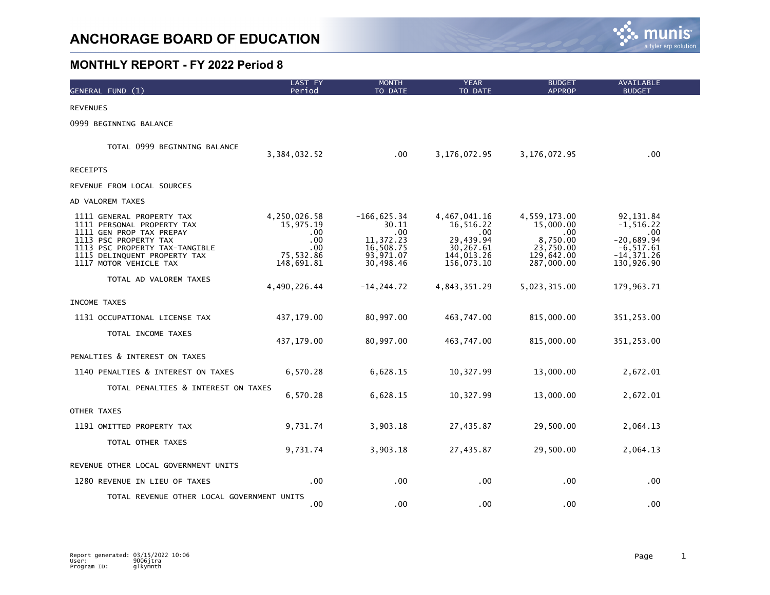# ANCHORAGE BOARD OF EDUCATION

## MONTHLY REPORT - FY 2022 Period 8

| GENERAL FUND (1) | LAST FY Period | MONTH TO DATE | YEAR TO DATE | BUDGET APPROP | AVAILABLE BUDGET |
|---|---|---|---|---|---|
| REVENUES | | | | | |
| 0999 BEGINNING BALANCE | | | | | |
| TOTAL 0999 BEGINNING BALANCE | 3,384,032.52 | .00 | 3,176,072.95 | 3,176,072.95 | .00 |
| RECEIPTS | | | | | |
| REVENUE FROM LOCAL SOURCES | | | | | |
| AD VALOREM TAXES | | | | | |
| 1111 GENERAL PROPERTY TAX | 4,250,026.58 | -166,625.34 | 4,467,041.16 | 4,559,173.00 | 92,131.84 |
| 1111 PERSONAL PROPERTY TAX | 15,975.19 | 30.11 | 16,516.22 | 15,000.00 | -1,516.22 |
| 1111 GEN PROP TAX PREPAY | .00 | .00 | .00 | .00 | .00 |
| 1113 PSC PROPERTY TAX | .00 | 11,372.23 | 29,439.94 | 8,750.00 | -20,689.94 |
| 1113 PSC PROPERTY TAX-TANGIBLE | .00 | 16,508.75 | 30,267.61 | 23,750.00 | -6,517.61 |
| 1115 DELINQUENT PROPERTY TAX | 75,532.86 | 93,971.07 | 144,013.26 | 129,642.00 | -14,371.26 |
| 1117 MOTOR VEHICLE TAX | 148,691.81 | 30,498.46 | 156,073.10 | 287,000.00 | 130,926.90 |
| TOTAL AD VALOREM TAXES | 4,490,226.44 | -14,244.72 | 4,843,351.29 | 5,023,315.00 | 179,963.71 |
| INCOME TAXES | | | | | |
| 1131 OCCUPATIONAL LICENSE TAX | 437,179.00 | 80,997.00 | 463,747.00 | 815,000.00 | 351,253.00 |
| TOTAL INCOME TAXES | 437,179.00 | 80,997.00 | 463,747.00 | 815,000.00 | 351,253.00 |
| PENALTIES & INTEREST ON TAXES | | | | | |
| 1140 PENALTIES & INTEREST ON TAXES | 6,570.28 | 6,628.15 | 10,327.99 | 13,000.00 | 2,672.01 |
| TOTAL PENALTIES & INTEREST ON TAXES | 6,570.28 | 6,628.15 | 10,327.99 | 13,000.00 | 2,672.01 |
| OTHER TAXES | | | | | |
| 1191 OMITTED PROPERTY TAX | 9,731.74 | 3,903.18 | 27,435.87 | 29,500.00 | 2,064.13 |
| TOTAL OTHER TAXES | 9,731.74 | 3,903.18 | 27,435.87 | 29,500.00 | 2,064.13 |
| REVENUE OTHER LOCAL GOVERNMENT UNITS | | | | | |
| 1280 REVENUE IN LIEU OF TAXES | .00 | .00 | .00 | .00 | .00 |
| TOTAL REVENUE OTHER LOCAL GOVERNMENT UNITS | .00 | .00 | .00 | .00 | .00 |

Report generated: 03/15/2022 10:06
User: 9006jtra
Program ID: glkymnth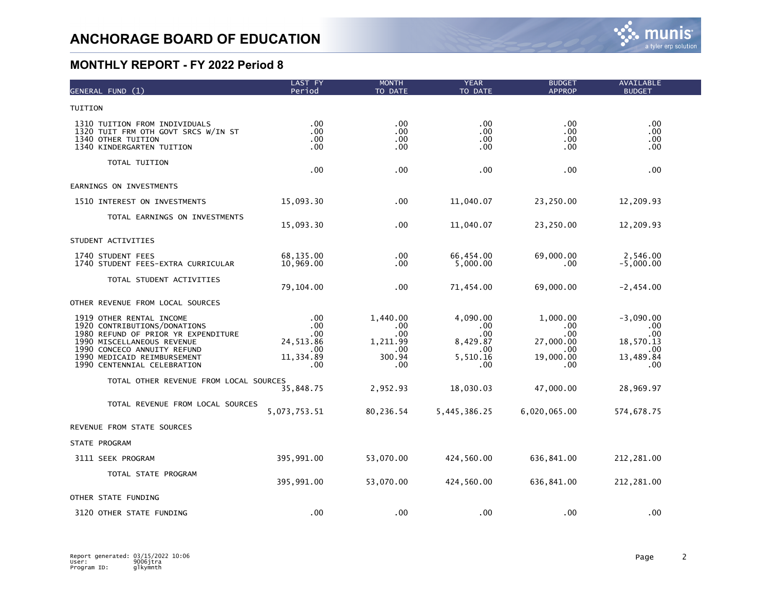# ANCHORAGE BOARD OF EDUCATION

## MONTHLY REPORT - FY 2022 Period 8

| GENERAL FUND (1) | LAST FY Period | MONTH TO DATE | YEAR TO DATE | BUDGET APPROP | AVAILABLE BUDGET |
|---|---|---|---|---|---|
| TUITION | | | | | |
| 1310 TUITION FROM INDIVIDUALS | .00 | .00 | .00 | .00 | .00 |
| 1320 TUIT FRM OTH GOVT SRCS W/IN ST | .00 | .00 | .00 | .00 | .00 |
| 1340 OTHER TUITION | .00 | .00 | .00 | .00 | .00 |
| 1340 KINDERGARTEN TUITION | .00 | .00 | .00 | .00 | .00 |
| TOTAL TUITION | .00 | .00 | .00 | .00 | .00 |
| EARNINGS ON INVESTMENTS | | | | | |
| 1510 INTEREST ON INVESTMENTS | 15,093.30 | .00 | 11,040.07 | 23,250.00 | 12,209.93 |
| TOTAL EARNINGS ON INVESTMENTS | 15,093.30 | .00 | 11,040.07 | 23,250.00 | 12,209.93 |
| STUDENT ACTIVITIES | | | | | |
| 1740 STUDENT FEES | 68,135.00 | .00 | 66,454.00 | 69,000.00 | 2,546.00 |
| 1740 STUDENT FEES-EXTRA CURRICULAR | 10,969.00 | .00 | 5,000.00 | .00 | -5,000.00 |
| TOTAL STUDENT ACTIVITIES | 79,104.00 | .00 | 71,454.00 | 69,000.00 | -2,454.00 |
| OTHER REVENUE FROM LOCAL SOURCES | | | | | |
| 1919 OTHER RENTAL INCOME | .00 | 1,440.00 | 4,090.00 | 1,000.00 | -3,090.00 |
| 1920 CONTRIBUTIONS/DONATIONS | .00 | .00 | .00 | .00 | .00 |
| 1980 REFUND OF PRIOR YR EXPENDITURE | .00 | .00 | .00 | .00 | .00 |
| 1990 MISCELLANEOUS REVENUE | 24,513.86 | 1,211.99 | 8,429.87 | 27,000.00 | 18,570.13 |
| 1990 CONCECO ANNUITY REFUND | .00 | .00 | .00 | .00 | .00 |
| 1990 MEDICAID REIMBURSEMENT | 11,334.89 | 300.94 | 5,510.16 | 19,000.00 | 13,489.84 |
| 1990 CENTENNIAL CELEBRATION | .00 | .00 | .00 | .00 | .00 |
| TOTAL OTHER REVENUE FROM LOCAL SOURCES | 35,848.75 | 2,952.93 | 18,030.03 | 47,000.00 | 28,969.97 |
| TOTAL REVENUE FROM LOCAL SOURCES | 5,073,753.51 | 80,236.54 | 5,445,386.25 | 6,020,065.00 | 574,678.75 |
| REVENUE FROM STATE SOURCES | | | | | |
| STATE PROGRAM | | | | | |
| 3111 SEEK PROGRAM | 395,991.00 | 53,070.00 | 424,560.00 | 636,841.00 | 212,281.00 |
| TOTAL STATE PROGRAM | 395,991.00 | 53,070.00 | 424,560.00 | 636,841.00 | 212,281.00 |
| OTHER STATE FUNDING | | | | | |
| 3120 OTHER STATE FUNDING | .00 | .00 | .00 | .00 | .00 |

Report generated: 03/15/2022 10:06
User: 9006jtra
Program ID: glkymnth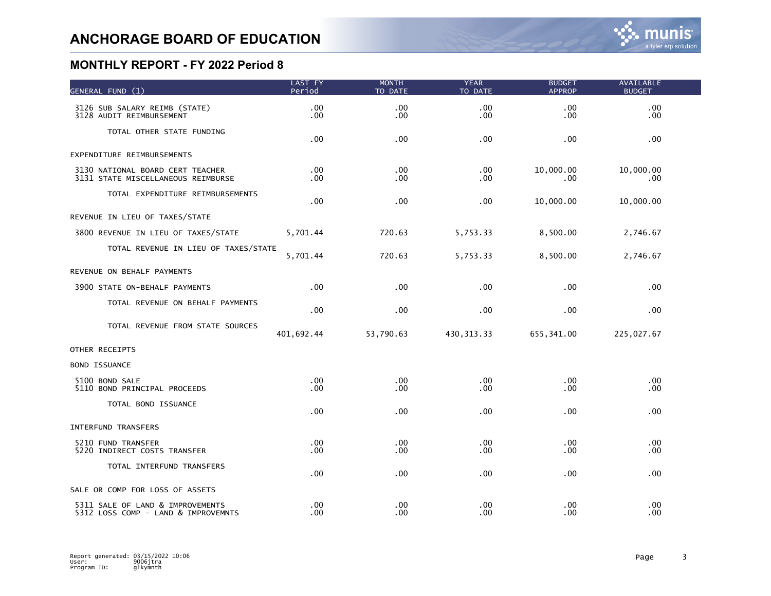# ANCHORAGE BOARD OF EDUCATION

## MONTHLY REPORT - FY 2022 Period 8

| GENERAL FUND (1) | LAST FY Period | MONTH TO DATE | YEAR TO DATE | BUDGET APPROP | AVAILABLE BUDGET |
|---|---|---|---|---|---|
| 3126 SUB SALARY REIMB (STATE) | .00 | .00 | .00 | .00 | .00 |
| 3128 AUDIT REIMBURSEMENT | .00 | .00 | .00 | .00 | .00 |
| TOTAL OTHER STATE FUNDING | .00 | .00 | .00 | .00 | .00 |
| EXPENDITURE REIMBURSEMENTS | | | | | |
| 3130 NATIONAL BOARD CERT TEACHER | .00 | .00 | .00 | 10,000.00 | 10,000.00 |
| 3131 STATE MISCELLANEOUS REIMBURSE | .00 | .00 | .00 | .00 | .00 |
| TOTAL EXPENDITURE REIMBURSEMENTS | .00 | .00 | .00 | 10,000.00 | 10,000.00 |
| REVENUE IN LIEU OF TAXES/STATE | | | | | |
| 3800 REVENUE IN LIEU OF TAXES/STATE | 5,701.44 | 720.63 | 5,753.33 | 8,500.00 | 2,746.67 |
| TOTAL REVENUE IN LIEU OF TAXES/STATE | 5,701.44 | 720.63 | 5,753.33 | 8,500.00 | 2,746.67 |
| REVENUE ON BEHALF PAYMENTS | | | | | |
| 3900 STATE ON-BEHALF PAYMENTS | .00 | .00 | .00 | .00 | .00 |
| TOTAL REVENUE ON BEHALF PAYMENTS | .00 | .00 | .00 | .00 | .00 |
| TOTAL REVENUE FROM STATE SOURCES | 401,692.44 | 53,790.63 | 430,313.33 | 655,341.00 | 225,027.67 |
| OTHER RECEIPTS | | | | | |
| BOND ISSUANCE | | | | | |
| 5100 BOND SALE | .00 | .00 | .00 | .00 | .00 |
| 5110 BOND PRINCIPAL PROCEEDS | .00 | .00 | .00 | .00 | .00 |
| TOTAL BOND ISSUANCE | .00 | .00 | .00 | .00 | .00 |
| INTERFUND TRANSFERS | | | | | |
| 5210 FUND TRANSFER | .00 | .00 | .00 | .00 | .00 |
| 5220 INDIRECT COSTS TRANSFER | .00 | .00 | .00 | .00 | .00 |
| TOTAL INTERFUND TRANSFERS | .00 | .00 | .00 | .00 | .00 |
| SALE OR COMP FOR LOSS OF ASSETS | | | | | |
| 5311 SALE OF LAND & IMPROVEMENTS | .00 | .00 | .00 | .00 | .00 |
| 5312 LOSS COMP - LAND & IMPROVEMNTS | .00 | .00 | .00 | .00 | .00 |

Report generated: 03/15/2022 10:06
User: 9006jtra
Program ID: glkymnth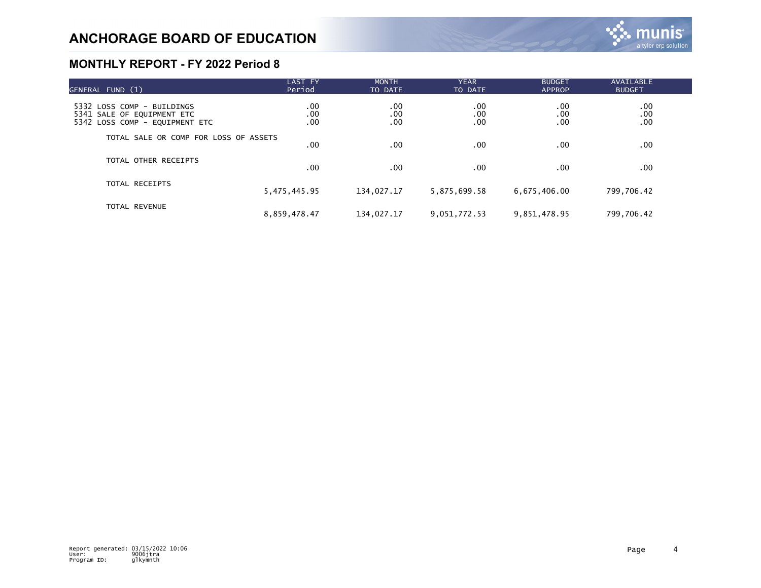# ANCHORAGE BOARD OF EDUCATION

## MONTHLY REPORT - FY 2022 Period 8

| GENERAL FUND (1) | LAST FY Period | MONTH TO DATE | YEAR TO DATE | BUDGET APPROP | AVAILABLE BUDGET |
|---|---|---|---|---|---|
| 5332 LOSS COMP - BUILDINGS | .00 | .00 | .00 | .00 | .00 |
| 5341 SALE OF EQUIPMENT ETC | .00 | .00 | .00 | .00 | .00 |
| 5342 LOSS COMP - EQUIPMENT ETC | .00 | .00 | .00 | .00 | .00 |
| TOTAL SALE OR COMP FOR LOSS OF ASSETS | .00 | .00 | .00 | .00 | .00 |
| TOTAL OTHER RECEIPTS | .00 | .00 | .00 | .00 | .00 |
| TOTAL RECEIPTS | 5,475,445.95 | 134,027.17 | 5,875,699.58 | 6,675,406.00 | 799,706.42 |
| TOTAL REVENUE | 8,859,478.47 | 134,027.17 | 9,051,772.53 | 9,851,478.95 | 799,706.42 |

Report generated: 03/15/2022 10:06
User: 9006jtra
Program ID: glkymnth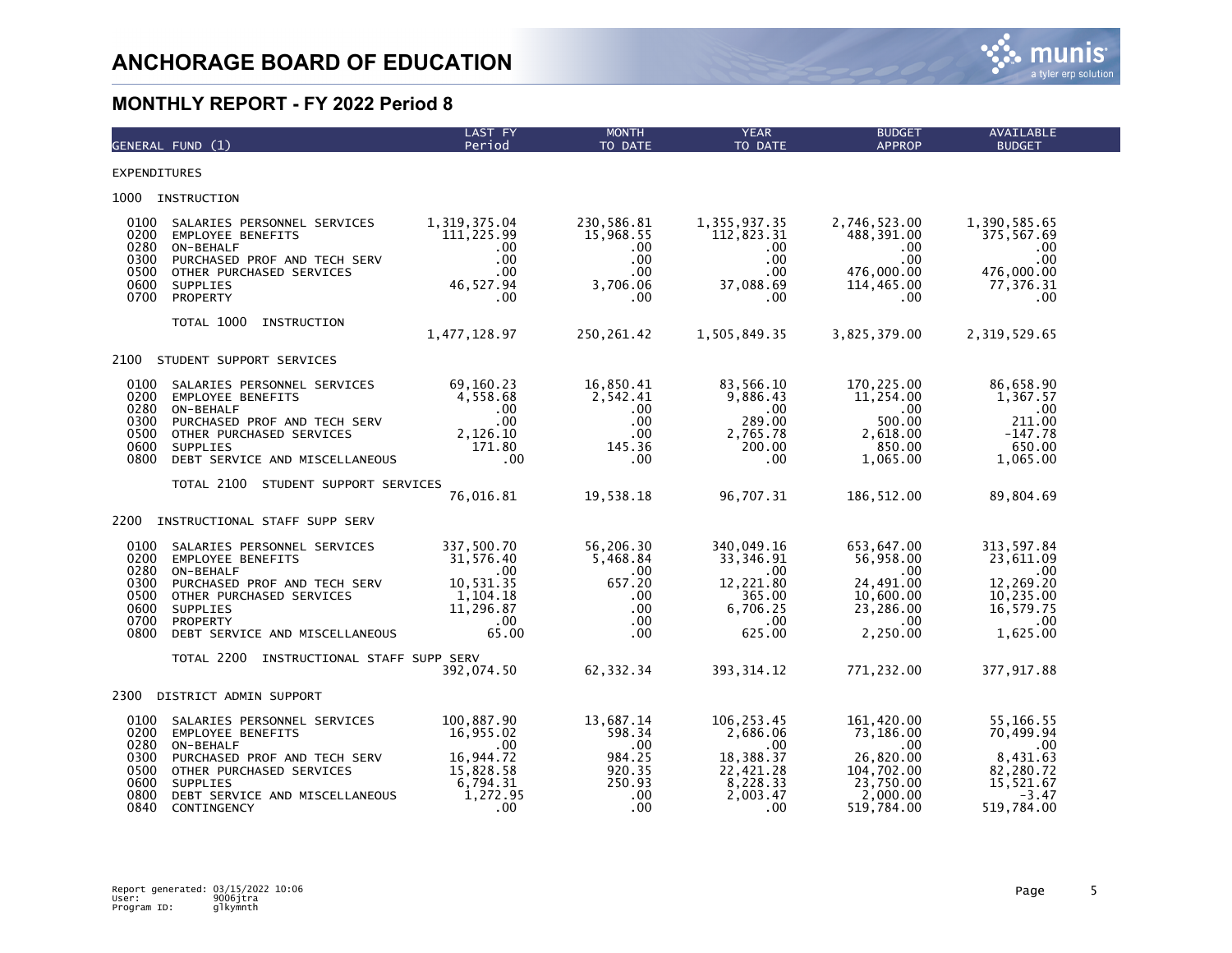# ANCHORAGE BOARD OF EDUCATION

## MONTHLY REPORT - FY 2022 Period 8

| GENERAL FUND (1) | | LAST FY Period | MONTH TO DATE | YEAR TO DATE | BUDGET APPROP | AVAILABLE BUDGET |
|---|---|---|---|---|---|---|
| **EXPENDITURES** | | | | | | |
| **1000 INSTRUCTION** | | | | | | |
| 0100 | SALARIES PERSONNEL SERVICES | 1,319,375.04 | 230,586.81 | 1,355,937.35 | 2,746,523.00 | 1,390,585.65 |
| 0200 | EMPLOYEE BENEFITS | 111,225.99 | 15,968.55 | 112,823.31 | 488,391.00 | 375,567.69 |
| 0280 | ON-BEHALF | .00 | .00 | .00 | .00 | .00 |
| 0300 | PURCHASED PROF AND TECH SERV | .00 | .00 | .00 | .00 | .00 |
| 0500 | OTHER PURCHASED SERVICES | .00 | .00 | .00 | 476,000.00 | 476,000.00 |
| 0600 | SUPPLIES | 46,527.94 | 3,706.06 | 37,088.69 | 114,465.00 | 77,376.31 |
| 0700 | PROPERTY | .00 | .00 | .00 | .00 | .00 |
| | TOTAL 1000 INSTRUCTION | 1,477,128.97 | 250,261.42 | 1,505,849.35 | 3,825,379.00 | 2,319,529.65 |
| **2100 STUDENT SUPPORT SERVICES** | | | | | | |
| 0100 | SALARIES PERSONNEL SERVICES | 69,160.23 | 16,850.41 | 83,566.10 | 170,225.00 | 86,658.90 |
| 0200 | EMPLOYEE BENEFITS | 4,558.68 | 2,542.41 | 9,886.43 | 11,254.00 | 1,367.57 |
| 0280 | ON-BEHALF | .00 | .00 | .00 | .00 | .00 |
| 0300 | PURCHASED PROF AND TECH SERV | .00 | .00 | 289.00 | 500.00 | 211.00 |
| 0500 | OTHER PURCHASED SERVICES | 2,126.10 | .00 | 2,765.78 | 2,618.00 | -147.78 |
| 0600 | SUPPLIES | 171.80 | 145.36 | 200.00 | 850.00 | 650.00 |
| 0800 | DEBT SERVICE AND MISCELLANEOUS | .00 | .00 | .00 | 1,065.00 | 1,065.00 |
| | TOTAL 2100 STUDENT SUPPORT SERVICES | 76,016.81 | 19,538.18 | 96,707.31 | 186,512.00 | 89,804.69 |
| **2200 INSTRUCTIONAL STAFF SUPP SERV** | | | | | | |
| 0100 | SALARIES PERSONNEL SERVICES | 337,500.70 | 56,206.30 | 340,049.16 | 653,647.00 | 313,597.84 |
| 0200 | EMPLOYEE BENEFITS | 31,576.40 | 5,468.84 | 33,346.91 | 56,958.00 | 23,611.09 |
| 0280 | ON-BEHALF | .00 | .00 | .00 | .00 | .00 |
| 0300 | PURCHASED PROF AND TECH SERV | 10,531.35 | 657.20 | 12,221.80 | 24,491.00 | 12,269.20 |
| 0500 | OTHER PURCHASED SERVICES | 1,104.18 | .00 | 365.00 | 10,600.00 | 10,235.00 |
| 0600 | SUPPLIES | 11,296.87 | .00 | 6,706.25 | 23,286.00 | 16,579.75 |
| 0700 | PROPERTY | .00 | .00 | .00 | .00 | .00 |
| 0800 | DEBT SERVICE AND MISCELLANEOUS | 65.00 | .00 | 625.00 | 2,250.00 | 1,625.00 |
| | TOTAL 2200 INSTRUCTIONAL STAFF SUPP SERV | 392,074.50 | 62,332.34 | 393,314.12 | 771,232.00 | 377,917.88 |
| **2300 DISTRICT ADMIN SUPPORT** | | | | | | |
| 0100 | SALARIES PERSONNEL SERVICES | 100,887.90 | 13,687.14 | 106,253.45 | 161,420.00 | 55,166.55 |
| 0200 | EMPLOYEE BENEFITS | 16,955.02 | 598.34 | 2,686.06 | 73,186.00 | 70,499.94 |
| 0280 | ON-BEHALF | .00 | .00 | .00 | .00 | .00 |
| 0300 | PURCHASED PROF AND TECH SERV | 16,944.72 | 984.25 | 18,388.37 | 26,820.00 | 8,431.63 |
| 0500 | OTHER PURCHASED SERVICES | 15,828.58 | 920.35 | 22,421.28 | 104,702.00 | 82,280.72 |
| 0600 | SUPPLIES | 6,794.31 | 250.93 | 8,228.33 | 23,750.00 | 15,521.67 |
| 0800 | DEBT SERVICE AND MISCELLANEOUS | 1,272.95 | .00 | 2,003.47 | 2,000.00 | -3.47 |
| 0840 | CONTINGENCY | .00 | .00 | .00 | 519,784.00 | 519,784.00 |

Report generated: 03/15/2022 10:06
User: 9006jtra
Program ID: glkymnth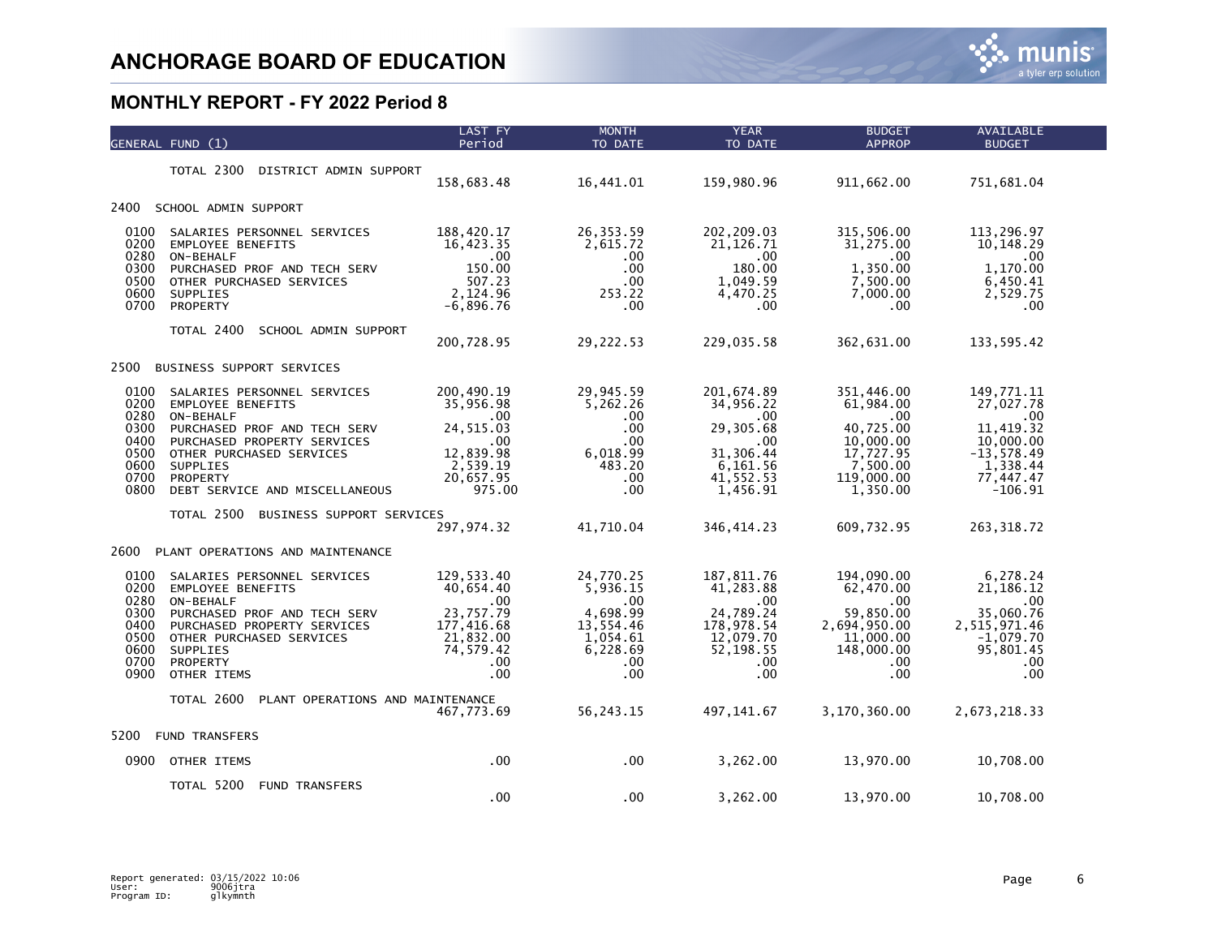# ANCHORAGE BOARD OF EDUCATION

## MONTHLY REPORT - FY 2022 Period 8

| GENERAL FUND (1) | | LAST FY Period | MONTH TO DATE | YEAR TO DATE | BUDGET APPROP | AVAILABLE BUDGET |
|---|---|---|---|---|---|---|
| | TOTAL 2300 DISTRICT ADMIN SUPPORT | 158,683.48 | 16,441.01 | 159,980.96 | 911,662.00 | 751,681.04 |
| 2400 | SCHOOL ADMIN SUPPORT | | | | | |
| 0100 | SALARIES PERSONNEL SERVICES | 188,420.17 | 26,353.59 | 202,209.03 | 315,506.00 | 113,296.97 |
| 0200 | EMPLOYEE BENEFITS | 16,423.35 | 2,615.72 | 21,126.71 | 31,275.00 | 10,148.29 |
| 0280 | ON-BEHALF | .00 | .00 | .00 | .00 | .00 |
| 0300 | PURCHASED PROF AND TECH SERV | 150.00 | .00 | 180.00 | 1,350.00 | 1,170.00 |
| 0500 | OTHER PURCHASED SERVICES | 507.23 | .00 | 1,049.59 | 7,500.00 | 6,450.41 |
| 0600 | SUPPLIES | 2,124.96 | 253.22 | 4,470.25 | 7,000.00 | 2,529.75 |
| 0700 | PROPERTY | -6,896.76 | .00 | .00 | .00 | .00 |
| | TOTAL 2400 SCHOOL ADMIN SUPPORT | 200,728.95 | 29,222.53 | 229,035.58 | 362,631.00 | 133,595.42 |
| 2500 | BUSINESS SUPPORT SERVICES | | | | | |
| 0100 | SALARIES PERSONNEL SERVICES | 200,490.19 | 29,945.59 | 201,674.89 | 351,446.00 | 149,771.11 |
| 0200 | EMPLOYEE BENEFITS | 35,956.98 | 5,262.26 | 34,956.22 | 61,984.00 | 27,027.78 |
| 0280 | ON-BEHALF | .00 | .00 | .00 | .00 | .00 |
| 0300 | PURCHASED PROF AND TECH SERV | 24,515.03 | .00 | 29,305.68 | 40,725.00 | 11,419.32 |
| 0400 | PURCHASED PROPERTY SERVICES | .00 | .00 | .00 | 10,000.00 | 10,000.00 |
| 0500 | OTHER PURCHASED SERVICES | 12,839.98 | 6,018.99 | 31,306.44 | 17,727.95 | -13,578.49 |
| 0600 | SUPPLIES | 2,539.19 | 483.20 | 6,161.56 | 7,500.00 | 1,338.44 |
| 0700 | PROPERTY | 20,657.95 | .00 | 41,552.53 | 119,000.00 | 77,447.47 |
| 0800 | DEBT SERVICE AND MISCELLANEOUS | 975.00 | .00 | 1,456.91 | 1,350.00 | -106.91 |
| | TOTAL 2500 BUSINESS SUPPORT SERVICES | 297,974.32 | 41,710.04 | 346,414.23 | 609,732.95 | 263,318.72 |
| 2600 | PLANT OPERATIONS AND MAINTENANCE | | | | | |
| 0100 | SALARIES PERSONNEL SERVICES | 129,533.40 | 24,770.25 | 187,811.76 | 194,090.00 | 6,278.24 |
| 0200 | EMPLOYEE BENEFITS | 40,654.40 | 5,936.15 | 41,283.88 | 62,470.00 | 21,186.12 |
| 0280 | ON-BEHALF | .00 | .00 | .00 | .00 | .00 |
| 0300 | PURCHASED PROF AND TECH SERV | 23,757.79 | 4,698.99 | 24,789.24 | 59,850.00 | 35,060.76 |
| 0400 | PURCHASED PROPERTY SERVICES | 177,416.68 | 13,554.46 | 178,978.54 | 2,694,950.00 | 2,515,971.46 |
| 0500 | OTHER PURCHASED SERVICES | 21,832.00 | 1,054.61 | 12,079.70 | 11,000.00 | -1,079.70 |
| 0600 | SUPPLIES | 74,579.42 | 6,228.69 | 52,198.55 | 148,000.00 | 95,801.45 |
| 0700 | PROPERTY | .00 | .00 | .00 | .00 | .00 |
| 0900 | OTHER ITEMS | .00 | .00 | .00 | .00 | .00 |
| | TOTAL 2600 PLANT OPERATIONS AND MAINTENANCE | 467,773.69 | 56,243.15 | 497,141.67 | 3,170,360.00 | 2,673,218.33 |
| 5200 | FUND TRANSFERS | | | | | |
| 0900 | OTHER ITEMS | .00 | .00 | 3,262.00 | 13,970.00 | 10,708.00 |
| | TOTAL 5200 FUND TRANSFERS | .00 | .00 | 3,262.00 | 13,970.00 | 10,708.00 |

Report generated: 03/15/2022 10:06
User: 9006jtra
Program ID: glkymnth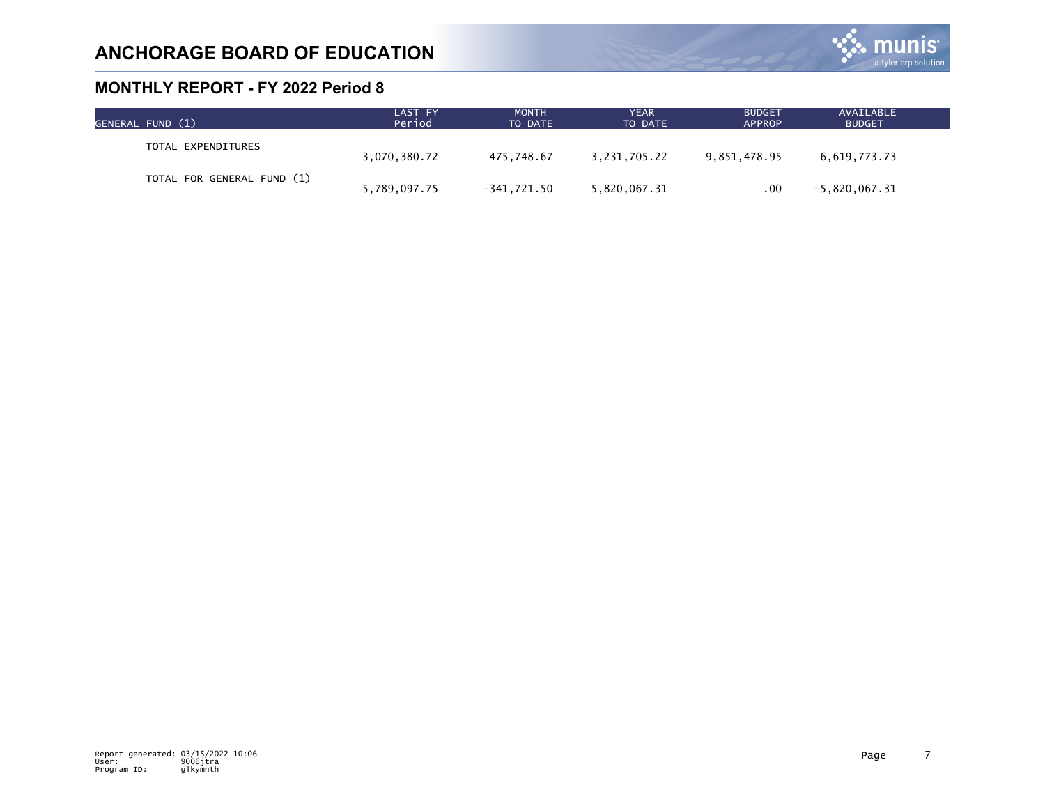# ANCHORAGE BOARD OF EDUCATION

## MONTHLY REPORT - FY 2022 Period 8

| GENERAL FUND (1) | LAST FY Period | MONTH TO DATE | YEAR TO DATE | BUDGET APPROP | AVAILABLE BUDGET |
|---|---|---|---|---|---|
| TOTAL EXPENDITURES | 3,070,380.72 | 475,748.67 | 3,231,705.22 | 9,851,478.95 | 6,619,773.73 |
| TOTAL FOR GENERAL FUND (1) | 5,789,097.75 | -341,721.50 | 5,820,067.31 | .00 | -5,820,067.31 |

Report generated: 03/15/2022 10:06
User: 9006jtra
Program ID: glkymnth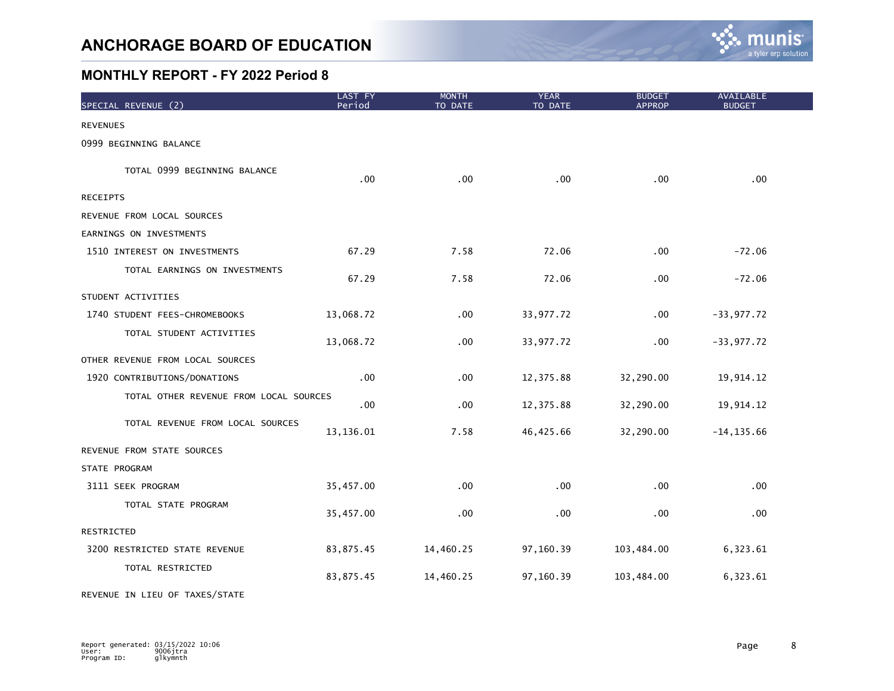# ANCHORAGE BOARD OF EDUCATION

## MONTHLY REPORT - FY 2022 Period 8

| SPECIAL REVENUE (2) | LAST FY Period | MONTH TO DATE | YEAR TO DATE | BUDGET APPROP | AVAILABLE BUDGET |
|---|---|---|---|---|---|
| REVENUES | | | | | |
| 0999 BEGINNING BALANCE | | | | | |
| TOTAL 0999 BEGINNING BALANCE | .00 | .00 | .00 | .00 | .00 |
| RECEIPTS | | | | | |
| REVENUE FROM LOCAL SOURCES | | | | | |
| EARNINGS ON INVESTMENTS | | | | | |
| 1510 INTEREST ON INVESTMENTS | 67.29 | 7.58 | 72.06 | .00 | -72.06 |
| TOTAL EARNINGS ON INVESTMENTS | 67.29 | 7.58 | 72.06 | .00 | -72.06 |
| STUDENT ACTIVITIES | | | | | |
| 1740 STUDENT FEES-CHROMEBOOKS | 13,068.72 | .00 | 33,977.72 | .00 | -33,977.72 |
| TOTAL STUDENT ACTIVITIES | 13,068.72 | .00 | 33,977.72 | .00 | -33,977.72 |
| OTHER REVENUE FROM LOCAL SOURCES | | | | | |
| 1920 CONTRIBUTIONS/DONATIONS | .00 | .00 | 12,375.88 | 32,290.00 | 19,914.12 |
| TOTAL OTHER REVENUE FROM LOCAL SOURCES | .00 | .00 | 12,375.88 | 32,290.00 | 19,914.12 |
| TOTAL REVENUE FROM LOCAL SOURCES | 13,136.01 | 7.58 | 46,425.66 | 32,290.00 | -14,135.66 |
| REVENUE FROM STATE SOURCES | | | | | |
| STATE PROGRAM | | | | | |
| 3111 SEEK PROGRAM | 35,457.00 | .00 | .00 | .00 | .00 |
| TOTAL STATE PROGRAM | 35,457.00 | .00 | .00 | .00 | .00 |
| RESTRICTED | | | | | |
| 3200 RESTRICTED STATE REVENUE | 83,875.45 | 14,460.25 | 97,160.39 | 103,484.00 | 6,323.61 |
| TOTAL RESTRICTED | 83,875.45 | 14,460.25 | 97,160.39 | 103,484.00 | 6,323.61 |
| REVENUE IN LIEU OF TAXES/STATE | | | | | |

Report generated: 03/15/2022 10:06
User: 9006jtra
Program ID: glkymnth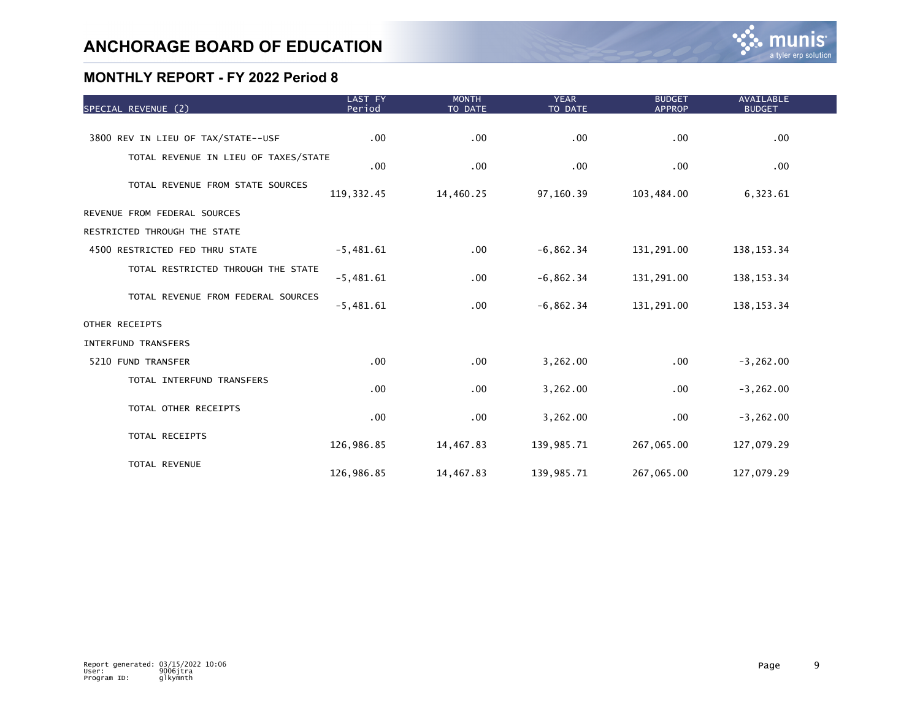# ANCHORAGE BOARD OF EDUCATION

## MONTHLY REPORT - FY 2022 Period 8

| SPECIAL REVENUE (2) | LAST FY Period | MONTH TO DATE | YEAR TO DATE | BUDGET APPROP | AVAILABLE BUDGET |
|---|---|---|---|---|---|
| 3800 REV IN LIEU OF TAX/STATE--USF | .00 | .00 | .00 | .00 | .00 |
| TOTAL REVENUE IN LIEU OF TAXES/STATE | .00 | .00 | .00 | .00 | .00 |
| TOTAL REVENUE FROM STATE SOURCES | 119,332.45 | 14,460.25 | 97,160.39 | 103,484.00 | 6,323.61 |
| REVENUE FROM FEDERAL SOURCES | | | | | |
| RESTRICTED THROUGH THE STATE | | | | | |
| 4500 RESTRICTED FED THRU STATE | -5,481.61 | .00 | -6,862.34 | 131,291.00 | 138,153.34 |
| TOTAL RESTRICTED THROUGH THE STATE | -5,481.61 | .00 | -6,862.34 | 131,291.00 | 138,153.34 |
| TOTAL REVENUE FROM FEDERAL SOURCES | -5,481.61 | .00 | -6,862.34 | 131,291.00 | 138,153.34 |
| OTHER RECEIPTS | | | | | |
| INTERFUND TRANSFERS | | | | | |
| 5210 FUND TRANSFER | .00 | .00 | 3,262.00 | .00 | -3,262.00 |
| TOTAL INTERFUND TRANSFERS | .00 | .00 | 3,262.00 | .00 | -3,262.00 |
| TOTAL OTHER RECEIPTS | .00 | .00 | 3,262.00 | .00 | -3,262.00 |
| TOTAL RECEIPTS | 126,986.85 | 14,467.83 | 139,985.71 | 267,065.00 | 127,079.29 |
| TOTAL REVENUE | 126,986.85 | 14,467.83 | 139,985.71 | 267,065.00 | 127,079.29 |

Report generated: 03/15/2022 10:06
User: 9006jtra
Program ID: glkymnth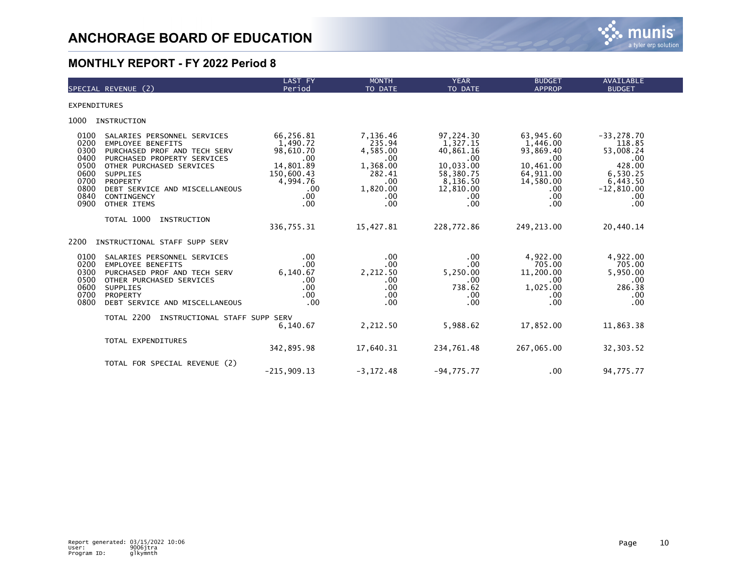# ANCHORAGE BOARD OF EDUCATION

## MONTHLY REPORT - FY 2022 Period 8

| SPECIAL REVENUE (2) | | LAST FY Period | MONTH TO DATE | YEAR TO DATE | BUDGET APPROP | AVAILABLE BUDGET |
|---|---|---|---|---|---|---|
| **EXPENDITURES** | | | | | | |
| **1000** | **INSTRUCTION** | | | | | |
| 0100 | SALARIES PERSONNEL SERVICES | 66,256.81 | 7,136.46 | 97,224.30 | 63,945.60 | -33,278.70 |
| 0200 | EMPLOYEE BENEFITS | 1,490.72 | 235.94 | 1,327.15 | 1,446.00 | 118.85 |
| 0300 | PURCHASED PROF AND TECH SERV | 98,610.70 | 4,585.00 | 40,861.16 | 93,869.40 | 53,008.24 |
| 0400 | PURCHASED PROPERTY SERVICES | .00 | .00 | .00 | .00 | .00 |
| 0500 | OTHER PURCHASED SERVICES | 14,801.89 | 1,368.00 | 10,033.00 | 10,461.00 | 428.00 |
| 0600 | SUPPLIES | 150,600.43 | 282.41 | 58,380.75 | 64,911.00 | 6,530.25 |
| 0700 | PROPERTY | 4,994.76 | .00 | 8,136.50 | 14,580.00 | 6,443.50 |
| 0800 | DEBT SERVICE AND MISCELLANEOUS | .00 | 1,820.00 | 12,810.00 | .00 | -12,810.00 |
| 0840 | CONTINGENCY | .00 | .00 | .00 | .00 | .00 |
| 0900 | OTHER ITEMS | .00 | .00 | .00 | .00 | .00 |
| | TOTAL 1000 INSTRUCTION | 336,755.31 | 15,427.81 | 228,772.86 | 249,213.00 | 20,440.14 |
| **2200** | **INSTRUCTIONAL STAFF SUPP SERV** | | | | | |
| 0100 | SALARIES PERSONNEL SERVICES | .00 | .00 | .00 | 4,922.00 | 4,922.00 |
| 0200 | EMPLOYEE BENEFITS | .00 | .00 | .00 | 705.00 | 705.00 |
| 0300 | PURCHASED PROF AND TECH SERV | 6,140.67 | 2,212.50 | 5,250.00 | 11,200.00 | 5,950.00 |
| 0500 | OTHER PURCHASED SERVICES | .00 | .00 | .00 | .00 | .00 |
| 0600 | SUPPLIES | .00 | .00 | 738.62 | 1,025.00 | 286.38 |
| 0700 | PROPERTY | .00 | .00 | .00 | .00 | .00 |
| 0800 | DEBT SERVICE AND MISCELLANEOUS | .00 | .00 | .00 | .00 | .00 |
| | TOTAL 2200 INSTRUCTIONAL STAFF SUPP SERV | 6,140.67 | 2,212.50 | 5,988.62 | 17,852.00 | 11,863.38 |
| | TOTAL EXPENDITURES | 342,895.98 | 17,640.31 | 234,761.48 | 267,065.00 | 32,303.52 |
| | TOTAL FOR SPECIAL REVENUE (2) | -215,909.13 | -3,172.48 | -94,775.77 | .00 | 94,775.77 |

Report generated: 03/15/2022 10:06
User: 9006jtra
Program ID: glkymnth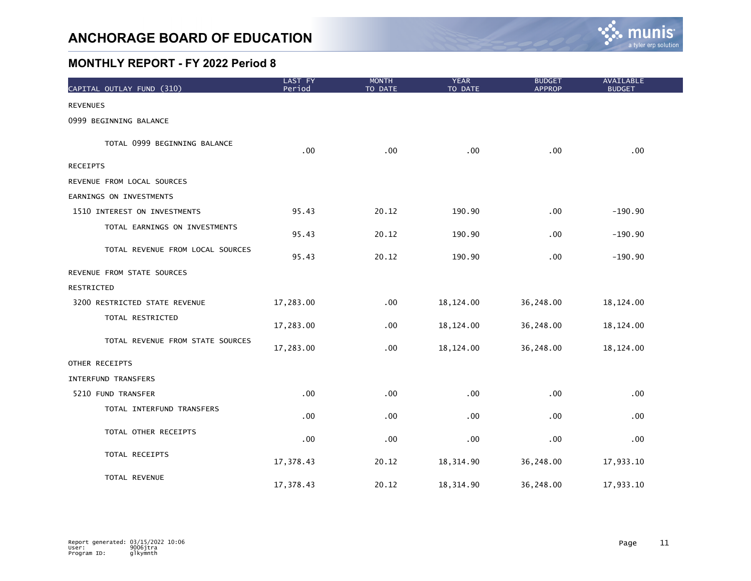# ANCHORAGE BOARD OF EDUCATION

## MONTHLY REPORT - FY 2022 Period 8

| CAPITAL OUTLAY FUND (310) | LAST FY Period | MONTH TO DATE | YEAR TO DATE | BUDGET APPROP | AVAILABLE BUDGET |
|---|---|---|---|---|---|
| REVENUES | | | | | |
| 0999 BEGINNING BALANCE | | | | | |
| TOTAL 0999 BEGINNING BALANCE | .00 | .00 | .00 | .00 | .00 |
| RECEIPTS | | | | | |
| REVENUE FROM LOCAL SOURCES | | | | | |
| EARNINGS ON INVESTMENTS | | | | | |
| 1510 INTEREST ON INVESTMENTS | 95.43 | 20.12 | 190.90 | .00 | -190.90 |
| TOTAL EARNINGS ON INVESTMENTS | 95.43 | 20.12 | 190.90 | .00 | -190.90 |
| TOTAL REVENUE FROM LOCAL SOURCES | 95.43 | 20.12 | 190.90 | .00 | -190.90 |
| REVENUE FROM STATE SOURCES | | | | | |
| RESTRICTED | | | | | |
| 3200 RESTRICTED STATE REVENUE | 17,283.00 | .00 | 18,124.00 | 36,248.00 | 18,124.00 |
| TOTAL RESTRICTED | 17,283.00 | .00 | 18,124.00 | 36,248.00 | 18,124.00 |
| TOTAL REVENUE FROM STATE SOURCES | 17,283.00 | .00 | 18,124.00 | 36,248.00 | 18,124.00 |
| OTHER RECEIPTS | | | | | |
| INTERFUND TRANSFERS | | | | | |
| 5210 FUND TRANSFER | .00 | .00 | .00 | .00 | .00 |
| TOTAL INTERFUND TRANSFERS | .00 | .00 | .00 | .00 | .00 |
| TOTAL OTHER RECEIPTS | .00 | .00 | .00 | .00 | .00 |
| TOTAL RECEIPTS | 17,378.43 | 20.12 | 18,314.90 | 36,248.00 | 17,933.10 |
| TOTAL REVENUE | 17,378.43 | 20.12 | 18,314.90 | 36,248.00 | 17,933.10 |

Report generated: 03/15/2022 10:06
User: 9006jtra
Program ID: glkymnth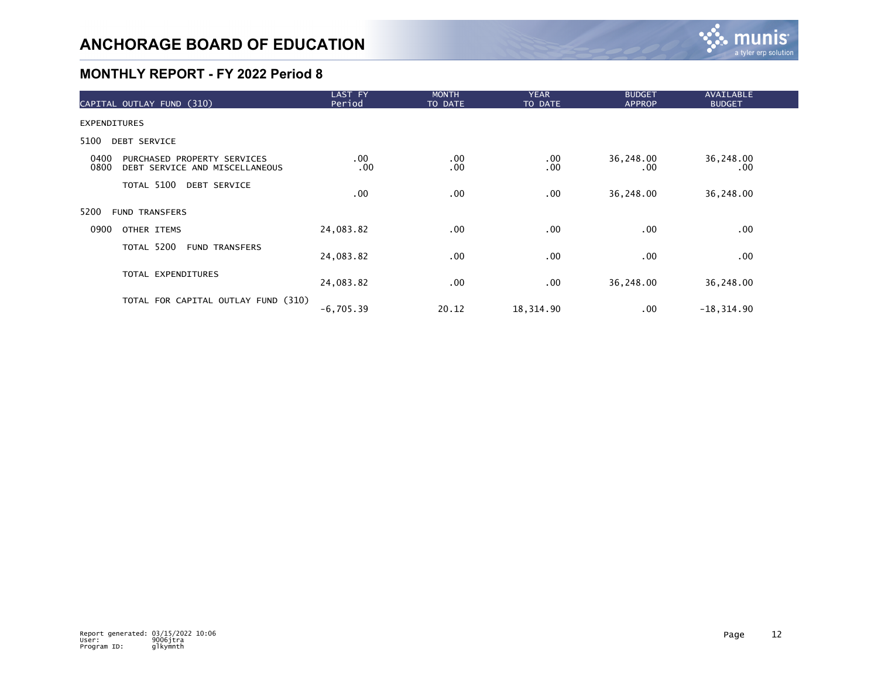# ANCHORAGE BOARD OF EDUCATION

## MONTHLY REPORT - FY 2022 Period 8

| CAPITAL OUTLAY FUND (310) | LAST FY Period | MONTH TO DATE | YEAR TO DATE | BUDGET APPROP | AVAILABLE BUDGET |
|---|---|---|---|---|---|
| EXPENDITURES | | | | | |
| 5100 DEBT SERVICE | | | | | |
| 0400 PURCHASED PROPERTY SERVICES | .00 | .00 | .00 | 36,248.00 | 36,248.00 |
| 0800 DEBT SERVICE AND MISCELLANEOUS | .00 | .00 | .00 | .00 | .00 |
| TOTAL 5100 DEBT SERVICE | .00 | .00 | .00 | 36,248.00 | 36,248.00 |
| 5200 FUND TRANSFERS | | | | | |
| 0900 OTHER ITEMS | 24,083.82 | .00 | .00 | .00 | .00 |
| TOTAL 5200 FUND TRANSFERS | 24,083.82 | .00 | .00 | .00 | .00 |
| TOTAL EXPENDITURES | 24,083.82 | .00 | .00 | 36,248.00 | 36,248.00 |
| TOTAL FOR CAPITAL OUTLAY FUND (310) | -6,705.39 | 20.12 | 18,314.90 | .00 | -18,314.90 |

Report generated: 03/15/2022 10:06
User: 9006jtra
Program ID: glkymnth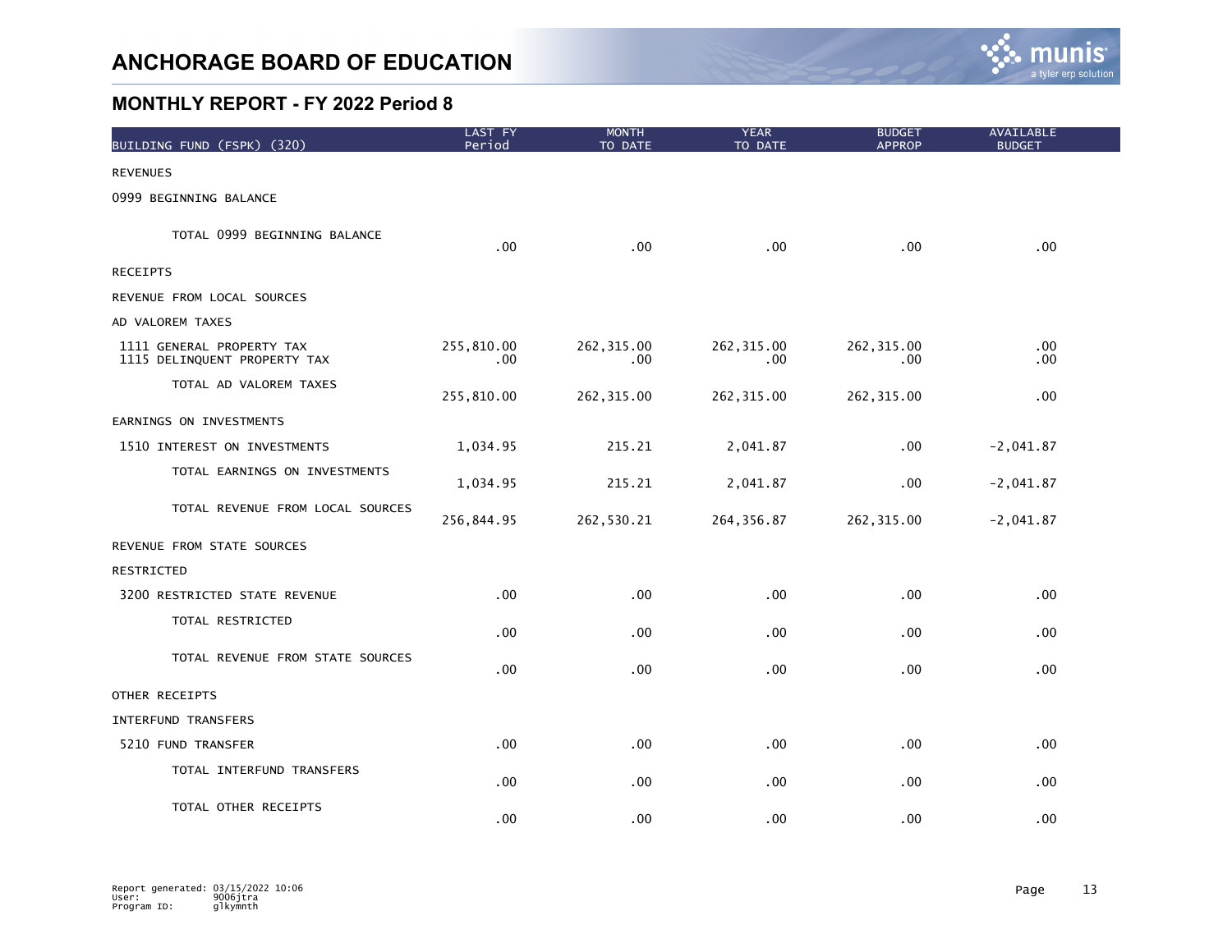# ANCHORAGE BOARD OF EDUCATION

## MONTHLY REPORT - FY 2022 Period 8

| BUILDING FUND (FSPK) (320) | LAST FY Period | MONTH TO DATE | YEAR TO DATE | BUDGET APPROP | AVAILABLE BUDGET |
|---|---|---|---|---|---|
| REVENUES | | | | | |
| 0999 BEGINNING BALANCE | | | | | |
| TOTAL 0999 BEGINNING BALANCE | .00 | .00 | .00 | .00 | .00 |
| RECEIPTS | | | | | |
| REVENUE FROM LOCAL SOURCES | | | | | |
| AD VALOREM TAXES | | | | | |
| 1111 GENERAL PROPERTY TAX | 255,810.00 | 262,315.00 | 262,315.00 | 262,315.00 | .00 |
| 1115 DELINQUENT PROPERTY TAX | .00 | .00 | .00 | .00 | .00 |
| TOTAL AD VALOREM TAXES | 255,810.00 | 262,315.00 | 262,315.00 | 262,315.00 | .00 |
| EARNINGS ON INVESTMENTS | | | | | |
| 1510 INTEREST ON INVESTMENTS | 1,034.95 | 215.21 | 2,041.87 | .00 | -2,041.87 |
| TOTAL EARNINGS ON INVESTMENTS | 1,034.95 | 215.21 | 2,041.87 | .00 | -2,041.87 |
| TOTAL REVENUE FROM LOCAL SOURCES | 256,844.95 | 262,530.21 | 264,356.87 | 262,315.00 | -2,041.87 |
| REVENUE FROM STATE SOURCES | | | | | |
| RESTRICTED | | | | | |
| 3200 RESTRICTED STATE REVENUE | .00 | .00 | .00 | .00 | .00 |
| TOTAL RESTRICTED | .00 | .00 | .00 | .00 | .00 |
| TOTAL REVENUE FROM STATE SOURCES | .00 | .00 | .00 | .00 | .00 |
| OTHER RECEIPTS | | | | | |
| INTERFUND TRANSFERS | | | | | |
| 5210 FUND TRANSFER | .00 | .00 | .00 | .00 | .00 |
| TOTAL INTERFUND TRANSFERS | .00 | .00 | .00 | .00 | .00 |
| TOTAL OTHER RECEIPTS | .00 | .00 | .00 | .00 | .00 |

Report generated: 03/15/2022 10:06
User: 9006jtra
Program ID: glkymnth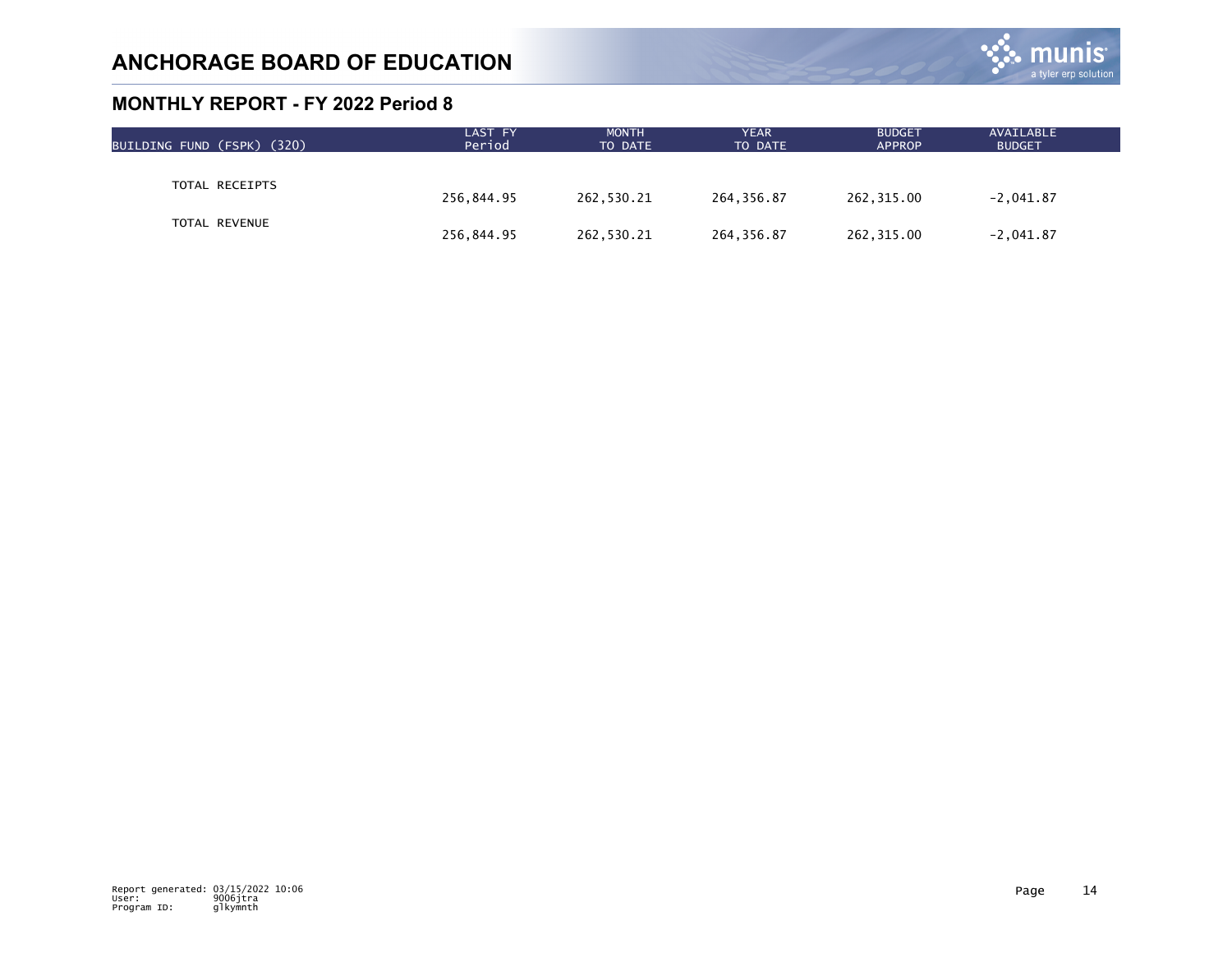# ANCHORAGE BOARD OF EDUCATION

## MONTHLY REPORT - FY 2022 Period 8

| BUILDING FUND (FSPK) (320) | LAST FY Period | MONTH TO DATE | YEAR TO DATE | BUDGET APPROP | AVAILABLE BUDGET |
|---|---|---|---|---|---|
| TOTAL RECEIPTS | 256,844.95 | 262,530.21 | 264,356.87 | 262,315.00 | -2,041.87 |
| TOTAL REVENUE | 256,844.95 | 262,530.21 | 264,356.87 | 262,315.00 | -2,041.87 |

Report generated: 03/15/2022 10:06
User: 9006jtra
Program ID: glkymnth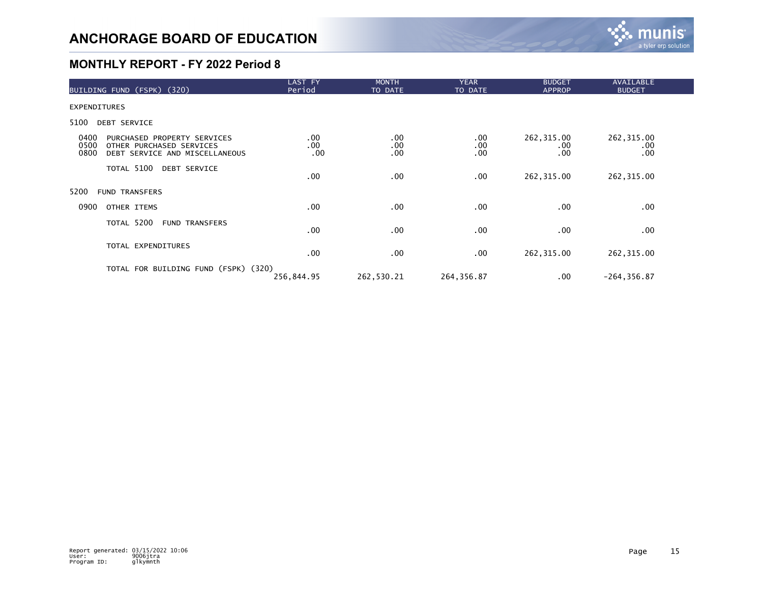# ANCHORAGE BOARD OF EDUCATION

## MONTHLY REPORT - FY 2022 Period 8

| BUILDING FUND (FSPK) (320) | LAST FY Period | MONTH TO DATE | YEAR TO DATE | BUDGET APPROP | AVAILABLE BUDGET |
|---|---|---|---|---|---|
| EXPENDITURES | | | | | |
| 5100 DEBT SERVICE | | | | | |
| 0400 PURCHASED PROPERTY SERVICES | .00 | .00 | .00 | 262,315.00 | 262,315.00 |
| 0500 OTHER PURCHASED SERVICES | .00 | .00 | .00 | .00 | .00 |
| 0800 DEBT SERVICE AND MISCELLANEOUS | .00 | .00 | .00 | .00 | .00 |
| TOTAL 5100 DEBT SERVICE | .00 | .00 | .00 | 262,315.00 | 262,315.00 |
| 5200 FUND TRANSFERS | | | | | |
| 0900 OTHER ITEMS | .00 | .00 | .00 | .00 | .00 |
| TOTAL 5200 FUND TRANSFERS | .00 | .00 | .00 | .00 | .00 |
| TOTAL EXPENDITURES | .00 | .00 | .00 | 262,315.00 | 262,315.00 |
| TOTAL FOR BUILDING FUND (FSPK) (320) | 256,844.95 | 262,530.21 | 264,356.87 | .00 | -264,356.87 |

Report generated: 03/15/2022 10:06
User: 9006jtra
Program ID: glkymnth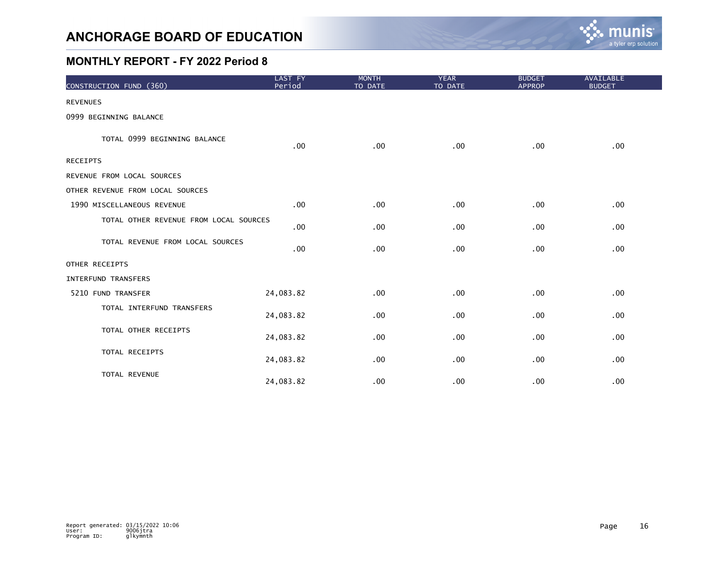# ANCHORAGE BOARD OF EDUCATION

## MONTHLY REPORT - FY 2022 Period 8

| CONSTRUCTION FUND (360) | LAST FY Period | MONTH TO DATE | YEAR TO DATE | BUDGET APPROP | AVAILABLE BUDGET |
|---|---|---|---|---|---|
| REVENUES | | | | | |
| 0999 BEGINNING BALANCE | | | | | |
| TOTAL 0999 BEGINNING BALANCE | .00 | .00 | .00 | .00 | .00 |
| RECEIPTS | | | | | |
| REVENUE FROM LOCAL SOURCES | | | | | |
| OTHER REVENUE FROM LOCAL SOURCES | | | | | |
| 1990 MISCELLANEOUS REVENUE | .00 | .00 | .00 | .00 | .00 |
| TOTAL OTHER REVENUE FROM LOCAL SOURCES | .00 | .00 | .00 | .00 | .00 |
| TOTAL REVENUE FROM LOCAL SOURCES | .00 | .00 | .00 | .00 | .00 |
| OTHER RECEIPTS | | | | | |
| INTERFUND TRANSFERS | | | | | |
| 5210 FUND TRANSFER | 24,083.82 | .00 | .00 | .00 | .00 |
| TOTAL INTERFUND TRANSFERS | 24,083.82 | .00 | .00 | .00 | .00 |
| TOTAL OTHER RECEIPTS | 24,083.82 | .00 | .00 | .00 | .00 |
| TOTAL RECEIPTS | 24,083.82 | .00 | .00 | .00 | .00 |
| TOTAL REVENUE | 24,083.82 | .00 | .00 | .00 | .00 |

Report generated: 03/15/2022 10:06
User: 9006jtra
Program ID: glkymnth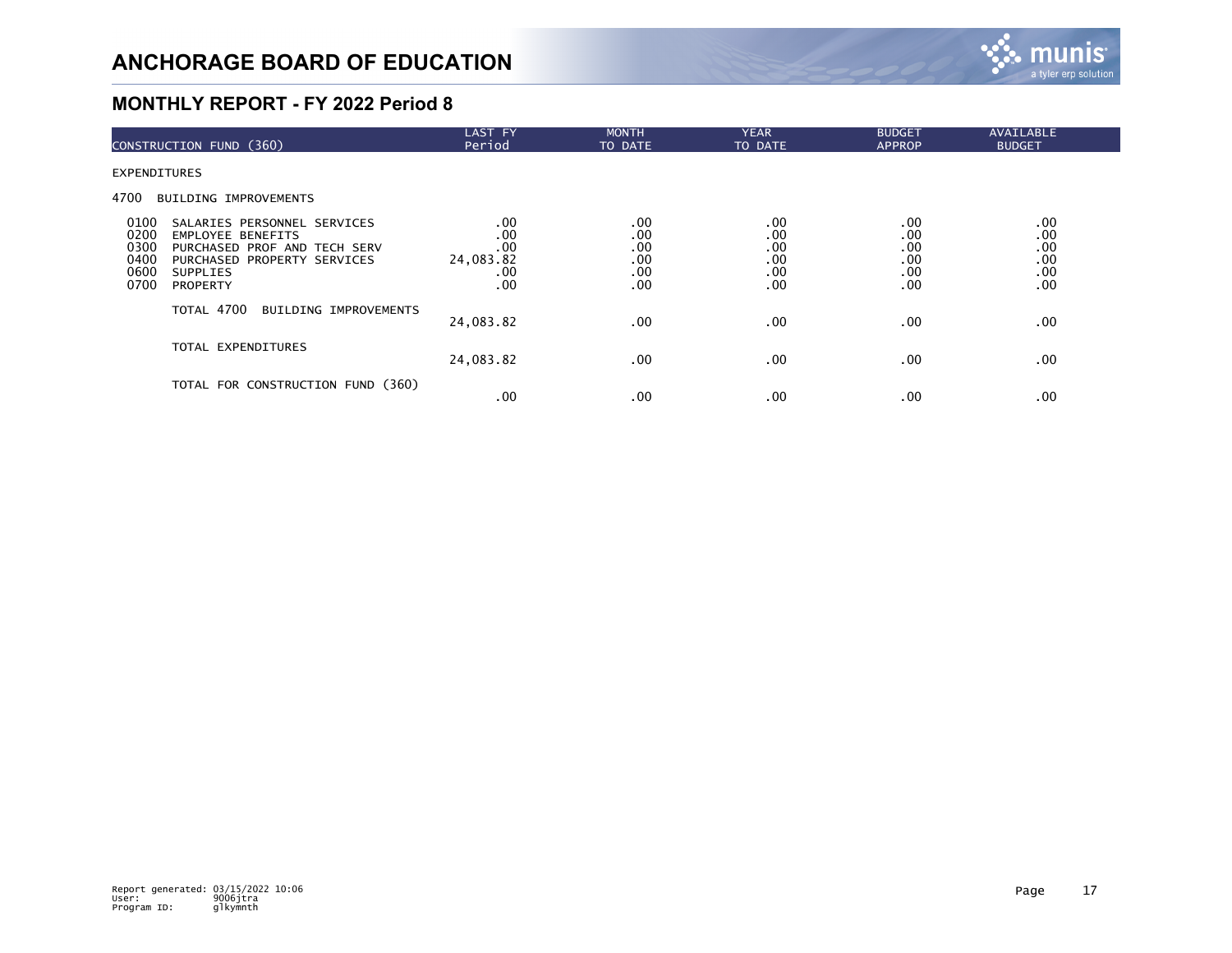# ANCHORAGE BOARD OF EDUCATION

## MONTHLY REPORT - FY 2022 Period 8

| CONSTRUCTION FUND (360) | LAST FY Period | MONTH TO DATE | YEAR TO DATE | BUDGET APPROP | AVAILABLE BUDGET |
|---|---|---|---|---|---|
| EXPENDITURES | | | | | |
| 4700 BUILDING IMPROVEMENTS | | | | | |
| 0100 SALARIES PERSONNEL SERVICES | .00 | .00 | .00 | .00 | .00 |
| 0200 EMPLOYEE BENEFITS | .00 | .00 | .00 | .00 | .00 |
| 0300 PURCHASED PROF AND TECH SERV | .00 | .00 | .00 | .00 | .00 |
| 0400 PURCHASED PROPERTY SERVICES | 24,083.82 | .00 | .00 | .00 | .00 |
| 0600 SUPPLIES | .00 | .00 | .00 | .00 | .00 |
| 0700 PROPERTY | .00 | .00 | .00 | .00 | .00 |
| TOTAL 4700 BUILDING IMPROVEMENTS | 24,083.82 | .00 | .00 | .00 | .00 |
| TOTAL EXPENDITURES | 24,083.82 | .00 | .00 | .00 | .00 |
| TOTAL FOR CONSTRUCTION FUND (360) | .00 | .00 | .00 | .00 | .00 |

Report generated: 03/15/2022 10:06
User: 9006jtra
Program ID: glkymnth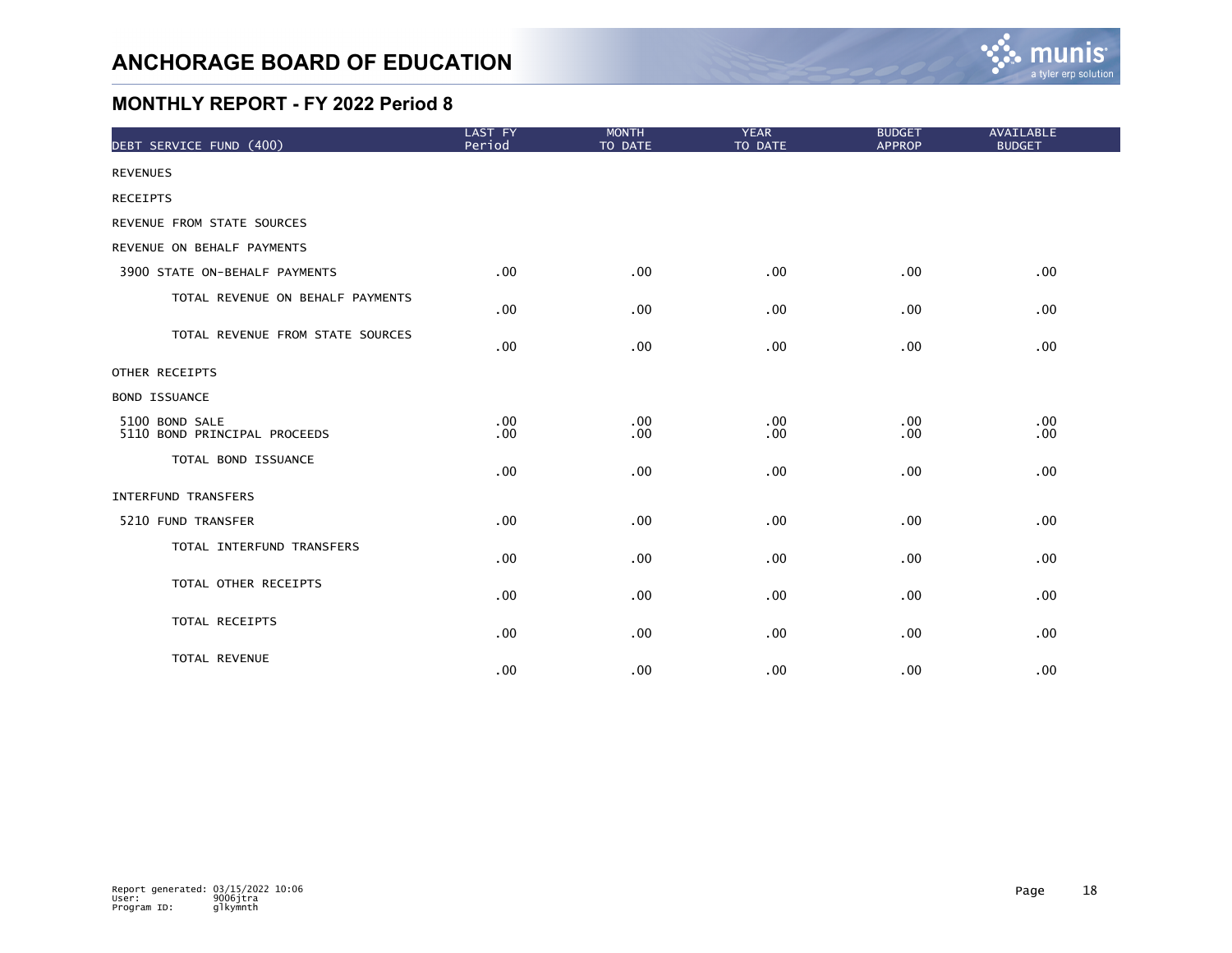# ANCHORAGE BOARD OF EDUCATION

## MONTHLY REPORT - FY 2022 Period 8

| DEBT SERVICE FUND (400) | LAST FY Period | MONTH TO DATE | YEAR TO DATE | BUDGET APPROP | AVAILABLE BUDGET |
|---|---|---|---|---|---|
| REVENUES | | | | | |
| RECEIPTS | | | | | |
| REVENUE FROM STATE SOURCES | | | | | |
| REVENUE ON BEHALF PAYMENTS | | | | | |
| 3900 STATE ON-BEHALF PAYMENTS | .00 | .00 | .00 | .00 | .00 |
| TOTAL REVENUE ON BEHALF PAYMENTS | .00 | .00 | .00 | .00 | .00 |
| TOTAL REVENUE FROM STATE SOURCES | .00 | .00 | .00 | .00 | .00 |
| OTHER RECEIPTS | | | | | |
| BOND ISSUANCE | | | | | |
| 5100 BOND SALE | .00 | .00 | .00 | .00 | .00 |
| 5110 BOND PRINCIPAL PROCEEDS | .00 | .00 | .00 | .00 | .00 |
| TOTAL BOND ISSUANCE | .00 | .00 | .00 | .00 | .00 |
| INTERFUND TRANSFERS | | | | | |
| 5210 FUND TRANSFER | .00 | .00 | .00 | .00 | .00 |
| TOTAL INTERFUND TRANSFERS | .00 | .00 | .00 | .00 | .00 |
| TOTAL OTHER RECEIPTS | .00 | .00 | .00 | .00 | .00 |
| TOTAL RECEIPTS | .00 | .00 | .00 | .00 | .00 |
| TOTAL REVENUE | .00 | .00 | .00 | .00 | .00 |

Report generated: 03/15/2022 10:06
User: 9006jtra
Program ID: glkymnth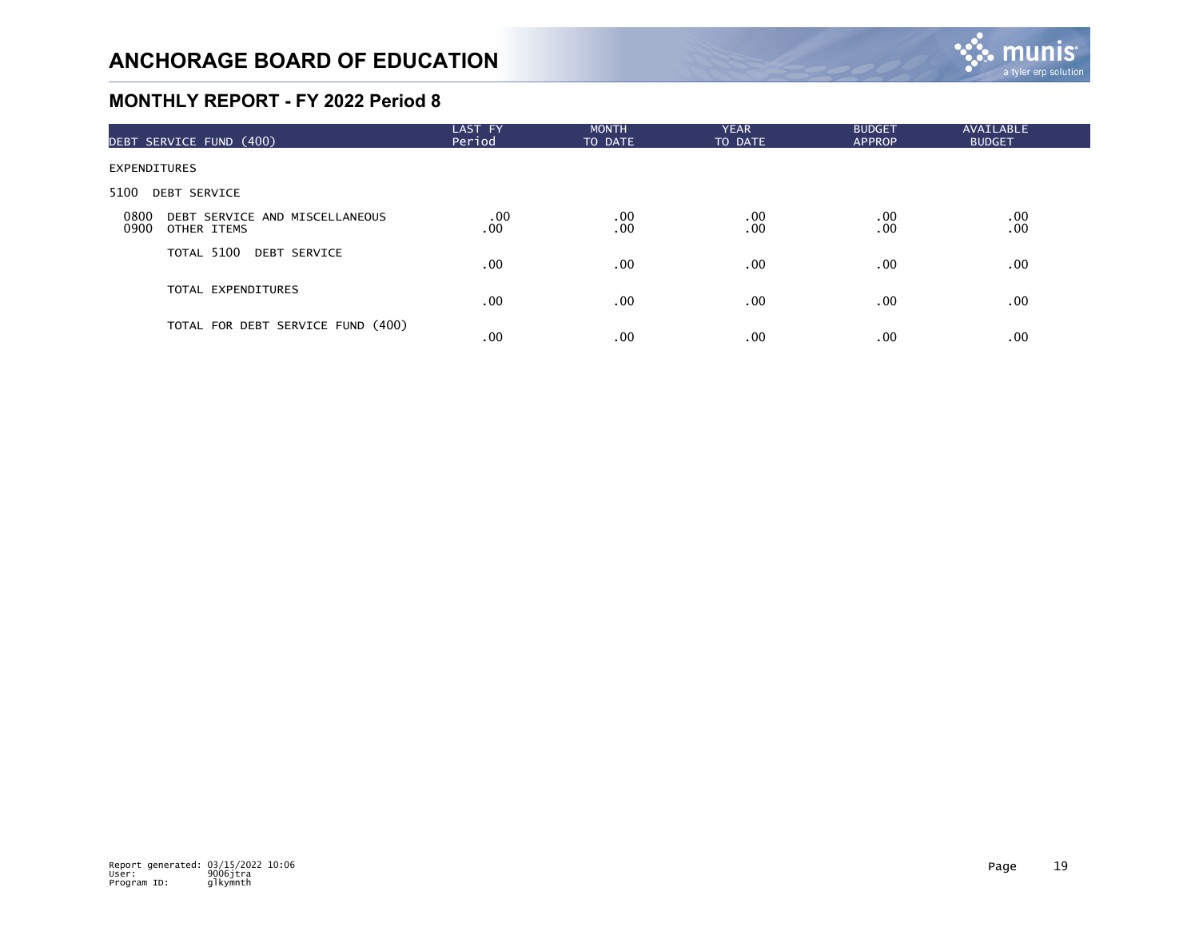# ANCHORAGE BOARD OF EDUCATION

## MONTHLY REPORT - FY 2022 Period 8

| DEBT SERVICE FUND (400) | LAST FY Period | MONTH TO DATE | YEAR TO DATE | BUDGET APPROP | AVAILABLE BUDGET |
|---|---|---|---|---|---|
| EXPENDITURES | | | | | |
| 5100 DEBT SERVICE | | | | | |
| 0800 DEBT SERVICE AND MISCELLANEOUS | .00 | .00 | .00 | .00 | .00 |
| 0900 OTHER ITEMS | .00 | .00 | .00 | .00 | .00 |
| TOTAL 5100 DEBT SERVICE | .00 | .00 | .00 | .00 | .00 |
| TOTAL EXPENDITURES | .00 | .00 | .00 | .00 | .00 |
| TOTAL FOR DEBT SERVICE FUND (400) | .00 | .00 | .00 | .00 | .00 |

Report generated: 03/15/2022 10:06
User: 9006jtra
Program ID: glkymnth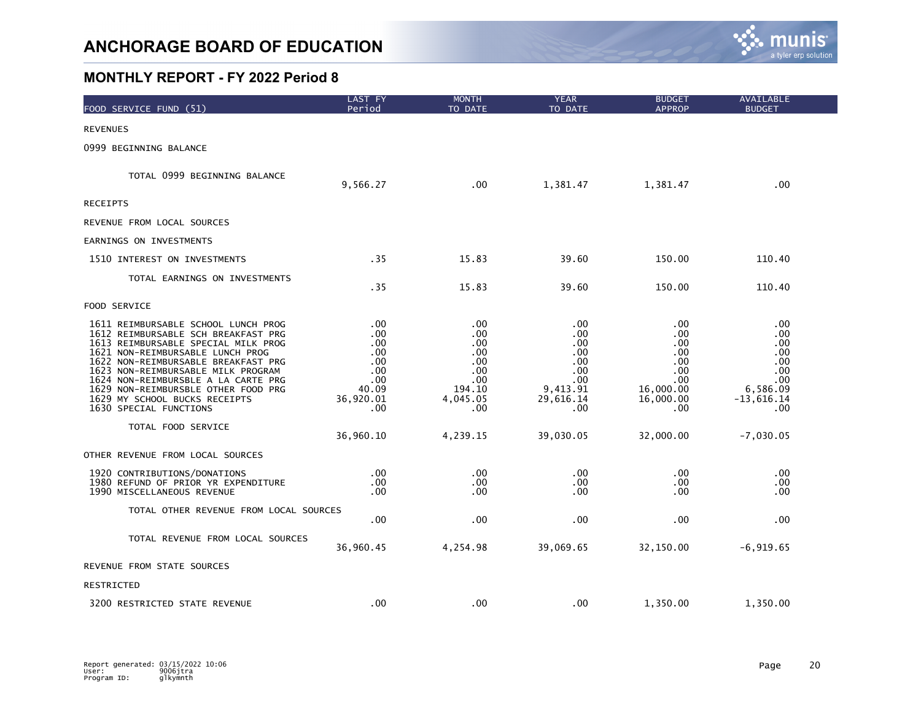# ANCHORAGE BOARD OF EDUCATION

## MONTHLY REPORT - FY 2022 Period 8

| FOOD SERVICE FUND (51) | LAST FY Period | MONTH TO DATE | YEAR TO DATE | BUDGET APPROP | AVAILABLE BUDGET |
|---|---|---|---|---|---|
| REVENUES | | | | | |
| 0999 BEGINNING BALANCE | | | | | |
| TOTAL 0999 BEGINNING BALANCE | 9,566.27 | .00 | 1,381.47 | 1,381.47 | .00 |
| RECEIPTS | | | | | |
| REVENUE FROM LOCAL SOURCES | | | | | |
| EARNINGS ON INVESTMENTS | | | | | |
| 1510 INTEREST ON INVESTMENTS | .35 | 15.83 | 39.60 | 150.00 | 110.40 |
| TOTAL EARNINGS ON INVESTMENTS | .35 | 15.83 | 39.60 | 150.00 | 110.40 |
| FOOD SERVICE | | | | | |
| 1611 REIMBURSABLE SCHOOL LUNCH PROG | .00 | .00 | .00 | .00 | .00 |
| 1612 REIMBURSABLE SCH BREAKFAST PRG | .00 | .00 | .00 | .00 | .00 |
| 1613 REIMBURSABLE SPECIAL MILK PROG | .00 | .00 | .00 | .00 | .00 |
| 1621 NON-REIMBURSABLE LUNCH PROG | .00 | .00 | .00 | .00 | .00 |
| 1622 NON-REIMBURSABLE BREAKFAST PRG | .00 | .00 | .00 | .00 | .00 |
| 1623 NON-REIMBURSABLE MILK PROGRAM | .00 | .00 | .00 | .00 | .00 |
| 1624 NON-REIMBURSBLE A LA CARTE PRG | .00 | .00 | .00 | .00 | .00 |
| 1629 NON-REIMBURSBLE OTHER FOOD PRG | 40.09 | 194.10 | 9,413.91 | 16,000.00 | 6,586.09 |
| 1629 MY SCHOOL BUCKS RECEIPTS | 36,920.01 | 4,045.05 | 29,616.14 | 16,000.00 | -13,616.14 |
| 1630 SPECIAL FUNCTIONS | .00 | .00 | .00 | .00 | .00 |
| TOTAL FOOD SERVICE | 36,960.10 | 4,239.15 | 39,030.05 | 32,000.00 | -7,030.05 |
| OTHER REVENUE FROM LOCAL SOURCES | | | | | |
| 1920 CONTRIBUTIONS/DONATIONS | .00 | .00 | .00 | .00 | .00 |
| 1980 REFUND OF PRIOR YR EXPENDITURE | .00 | .00 | .00 | .00 | .00 |
| 1990 MISCELLANEOUS REVENUE | .00 | .00 | .00 | .00 | .00 |
| TOTAL OTHER REVENUE FROM LOCAL SOURCES | .00 | .00 | .00 | .00 | .00 |
| TOTAL REVENUE FROM LOCAL SOURCES | 36,960.45 | 4,254.98 | 39,069.65 | 32,150.00 | -6,919.65 |
| REVENUE FROM STATE SOURCES | | | | | |
| RESTRICTED | | | | | |
| 3200 RESTRICTED STATE REVENUE | .00 | .00 | .00 | 1,350.00 | 1,350.00 |

Report generated: 03/15/2022 10:06
User: 9006jtra
Program ID: glkymnth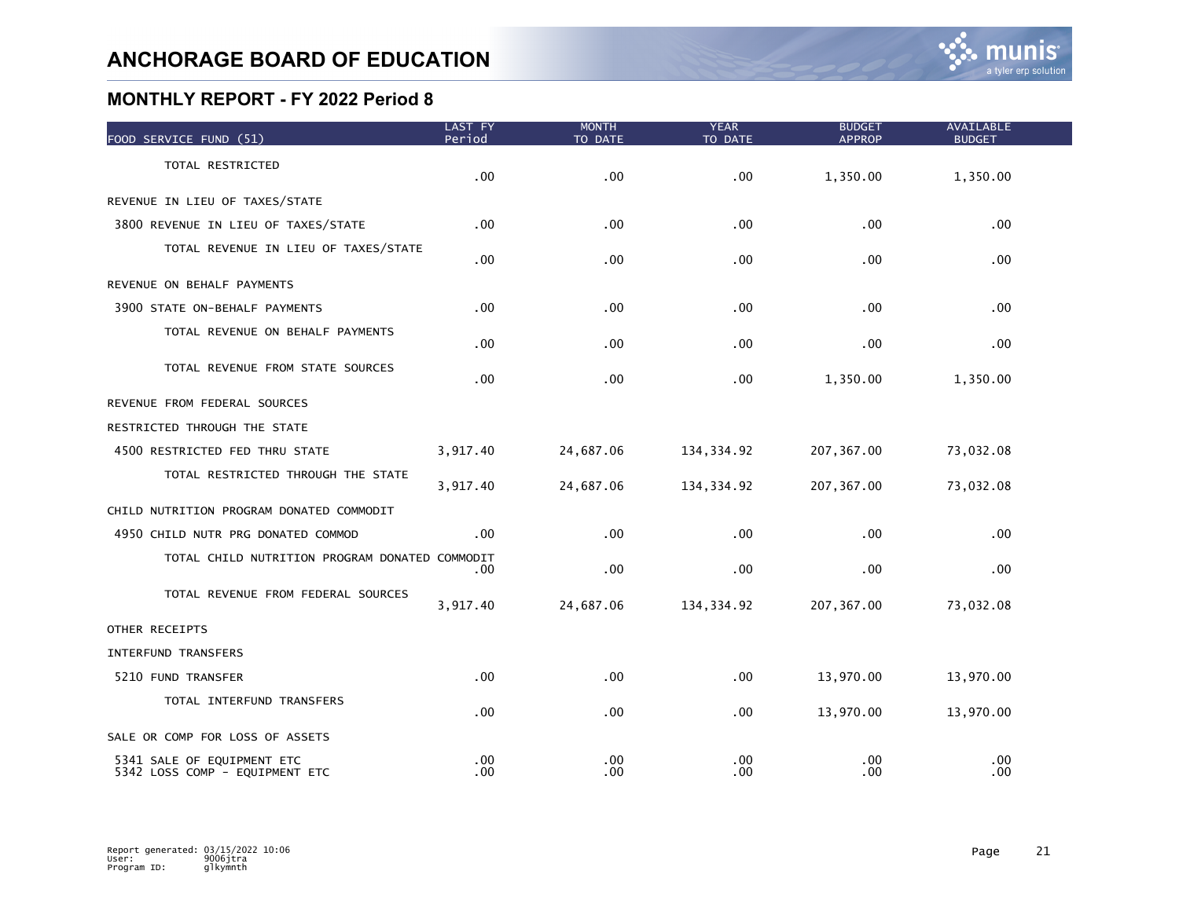# ANCHORAGE BOARD OF EDUCATION

## MONTHLY REPORT - FY 2022 Period 8

| FOOD SERVICE FUND (51) | LAST FY Period | MONTH TO DATE | YEAR TO DATE | BUDGET APPROP | AVAILABLE BUDGET |
|---|---|---|---|---|---|
| TOTAL RESTRICTED | .00 | .00 | .00 | 1,350.00 | 1,350.00 |
| REVENUE IN LIEU OF TAXES/STATE | | | | | |
| 3800 REVENUE IN LIEU OF TAXES/STATE | .00 | .00 | .00 | .00 | .00 |
| TOTAL REVENUE IN LIEU OF TAXES/STATE | .00 | .00 | .00 | .00 | .00 |
| REVENUE ON BEHALF PAYMENTS | | | | | |
| 3900 STATE ON-BEHALF PAYMENTS | .00 | .00 | .00 | .00 | .00 |
| TOTAL REVENUE ON BEHALF PAYMENTS | .00 | .00 | .00 | .00 | .00 |
| TOTAL REVENUE FROM STATE SOURCES | .00 | .00 | .00 | 1,350.00 | 1,350.00 |
| REVENUE FROM FEDERAL SOURCES | | | | | |
| RESTRICTED THROUGH THE STATE | | | | | |
| 4500 RESTRICTED FED THRU STATE | 3,917.40 | 24,687.06 | 134,334.92 | 207,367.00 | 73,032.08 |
| TOTAL RESTRICTED THROUGH THE STATE | 3,917.40 | 24,687.06 | 134,334.92 | 207,367.00 | 73,032.08 |
| CHILD NUTRITION PROGRAM DONATED COMMODIT | | | | | |
| 4950 CHILD NUTR PRG DONATED COMMOD | .00 | .00 | .00 | .00 | .00 |
| TOTAL CHILD NUTRITION PROGRAM DONATED COMMODIT | .00 | .00 | .00 | .00 | .00 |
| TOTAL REVENUE FROM FEDERAL SOURCES | 3,917.40 | 24,687.06 | 134,334.92 | 207,367.00 | 73,032.08 |
| OTHER RECEIPTS | | | | | |
| INTERFUND TRANSFERS | | | | | |
| 5210 FUND TRANSFER | .00 | .00 | .00 | 13,970.00 | 13,970.00 |
| TOTAL INTERFUND TRANSFERS | .00 | .00 | .00 | 13,970.00 | 13,970.00 |
| SALE OR COMP FOR LOSS OF ASSETS | | | | | |
| 5341 SALE OF EQUIPMENT ETC | .00 | .00 | .00 | .00 | .00 |
| 5342 LOSS COMP - EQUIPMENT ETC | .00 | .00 | .00 | .00 | .00 |

Report generated: 03/15/2022 10:06
User: 9006jtra
Program ID: glkymnth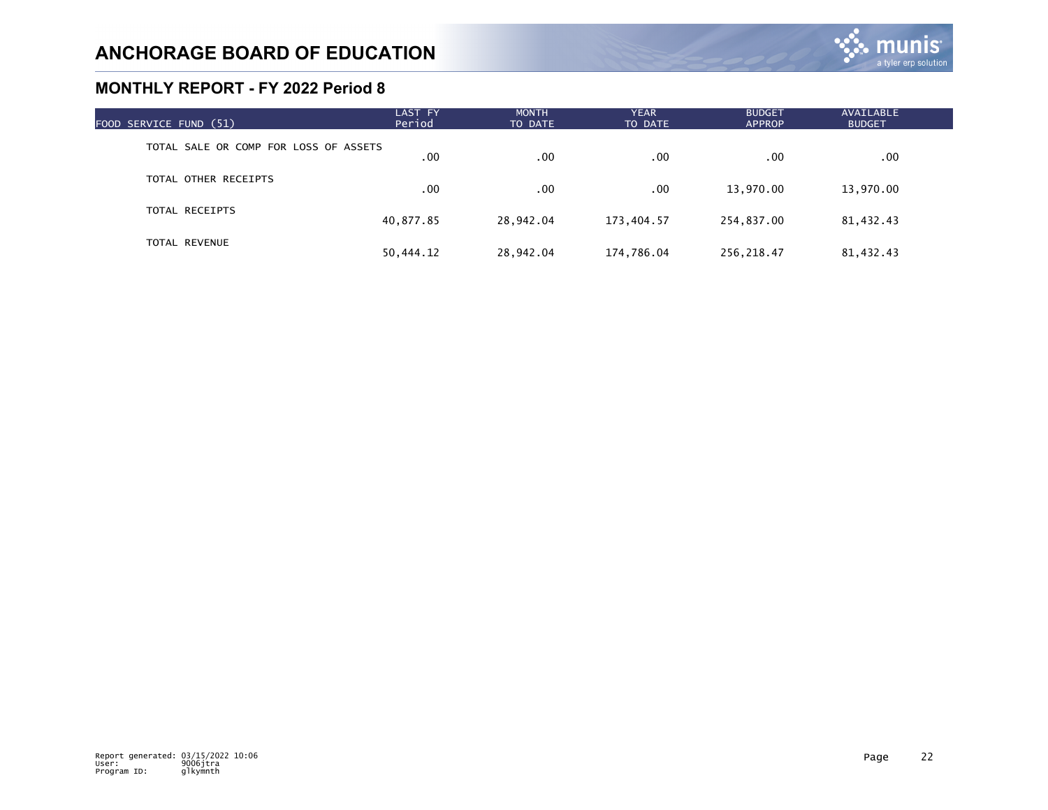# ANCHORAGE BOARD OF EDUCATION

## MONTHLY REPORT - FY 2022 Period 8

| FOOD SERVICE FUND (51) | LAST FY Period | MONTH TO DATE | YEAR TO DATE | BUDGET APPROP | AVAILABLE BUDGET |
|---|---|---|---|---|---|
| TOTAL SALE OR COMP FOR LOSS OF ASSETS | .00 | .00 | .00 | .00 | .00 |
| TOTAL OTHER RECEIPTS | .00 | .00 | .00 | 13,970.00 | 13,970.00 |
| TOTAL RECEIPTS | 40,877.85 | 28,942.04 | 173,404.57 | 254,837.00 | 81,432.43 |
| TOTAL REVENUE | 50,444.12 | 28,942.04 | 174,786.04 | 256,218.47 | 81,432.43 |

Report generated: 03/15/2022 10:06
User: 9006jtra
Program ID: glkymnth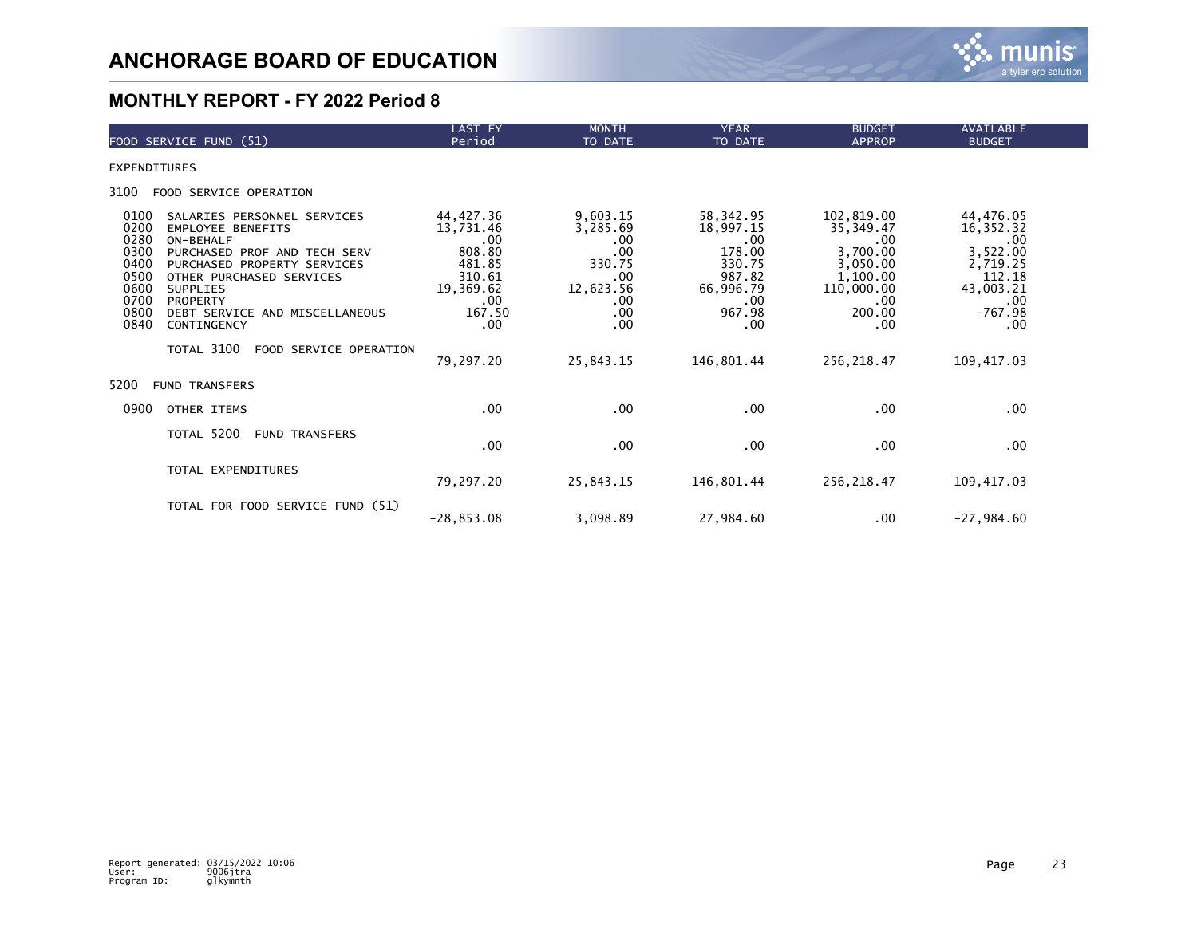# ANCHORAGE BOARD OF EDUCATION

## MONTHLY REPORT - FY 2022 Period 8

| FOOD SERVICE FUND (51) | | LAST FY Period | MONTH TO DATE | YEAR TO DATE | BUDGET APPROP | AVAILABLE BUDGET |
|---|---|---|---|---|---|---|
| EXPENDITURES | | | | | | |
| 3100 | FOOD SERVICE OPERATION | | | | | |
| 0100 | SALARIES PERSONNEL SERVICES | 44,427.36 | 9,603.15 | 58,342.95 | 102,819.00 | 44,476.05 |
| 0200 | EMPLOYEE BENEFITS | 13,731.46 | 3,285.69 | 18,997.15 | 35,349.47 | 16,352.32 |
| 0280 | ON-BEHALF | .00 | .00 | .00 | .00 | .00 |
| 0300 | PURCHASED PROF AND TECH SERV | 808.80 | .00 | 178.00 | 3,700.00 | 3,522.00 |
| 0400 | PURCHASED PROPERTY SERVICES | 481.85 | 330.75 | 330.75 | 3,050.00 | 2,719.25 |
| 0500 | OTHER PURCHASED SERVICES | 310.61 | .00 | 987.82 | 1,100.00 | 112.18 |
| 0600 | SUPPLIES | 19,369.62 | 12,623.56 | 66,996.79 | 110,000.00 | 43,003.21 |
| 0700 | PROPERTY | .00 | .00 | .00 | .00 | .00 |
| 0800 | DEBT SERVICE AND MISCELLANEOUS | 167.50 | .00 | 967.98 | 200.00 | -767.98 |
| 0840 | CONTINGENCY | .00 | .00 | .00 | .00 | .00 |
| | TOTAL 3100 FOOD SERVICE OPERATION | 79,297.20 | 25,843.15 | 146,801.44 | 256,218.47 | 109,417.03 |
| 5200 | FUND TRANSFERS | | | | | |
| 0900 | OTHER ITEMS | .00 | .00 | .00 | .00 | .00 |
| | TOTAL 5200 FUND TRANSFERS | .00 | .00 | .00 | .00 | .00 |
| | TOTAL EXPENDITURES | 79,297.20 | 25,843.15 | 146,801.44 | 256,218.47 | 109,417.03 |
| | TOTAL FOR FOOD SERVICE FUND (51) | -28,853.08 | 3,098.89 | 27,984.60 | .00 | -27,984.60 |

Report generated: 03/15/2022 10:06
User: 9006jtra
Program ID: glkymnth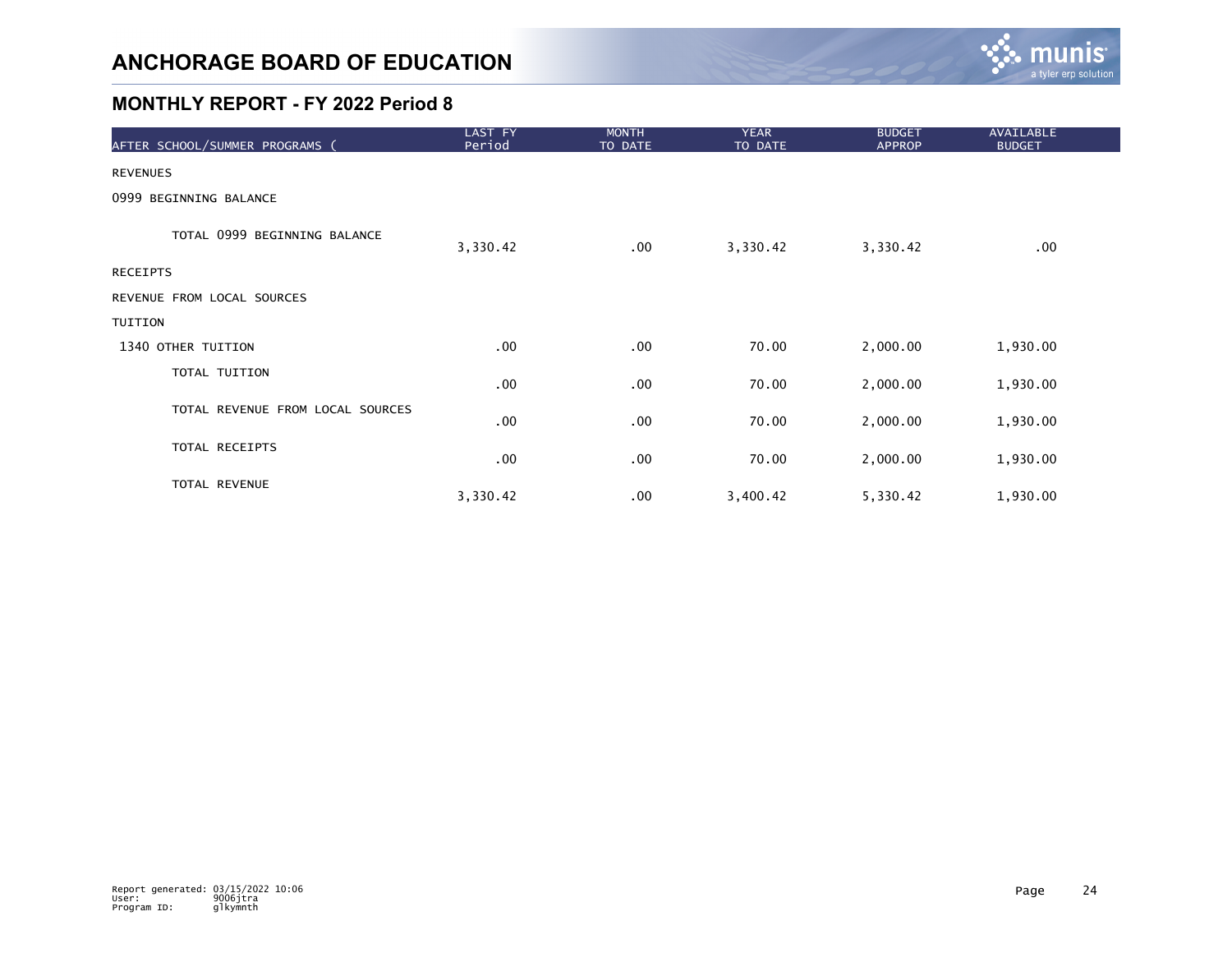# ANCHORAGE BOARD OF EDUCATION

## MONTHLY REPORT - FY 2022 Period 8

| AFTER SCHOOL/SUMMER PROGRAMS ( | LAST FY Period | MONTH TO DATE | YEAR TO DATE | BUDGET APPROP | AVAILABLE BUDGET |
|---|---|---|---|---|---|
| REVENUES | | | | | |
| 0999 BEGINNING BALANCE | | | | | |
| TOTAL 0999 BEGINNING BALANCE | 3,330.42 | .00 | 3,330.42 | 3,330.42 | .00 |
| RECEIPTS | | | | | |
| REVENUE FROM LOCAL SOURCES | | | | | |
| TUITION | | | | | |
| 1340 OTHER TUITION | .00 | .00 | 70.00 | 2,000.00 | 1,930.00 |
| TOTAL TUITION | .00 | .00 | 70.00 | 2,000.00 | 1,930.00 |
| TOTAL REVENUE FROM LOCAL SOURCES | .00 | .00 | 70.00 | 2,000.00 | 1,930.00 |
| TOTAL RECEIPTS | .00 | .00 | 70.00 | 2,000.00 | 1,930.00 |
| TOTAL REVENUE | 3,330.42 | .00 | 3,400.42 | 5,330.42 | 1,930.00 |

Report generated: 03/15/2022 10:06
User: 9006jtra
Program ID: glkymnth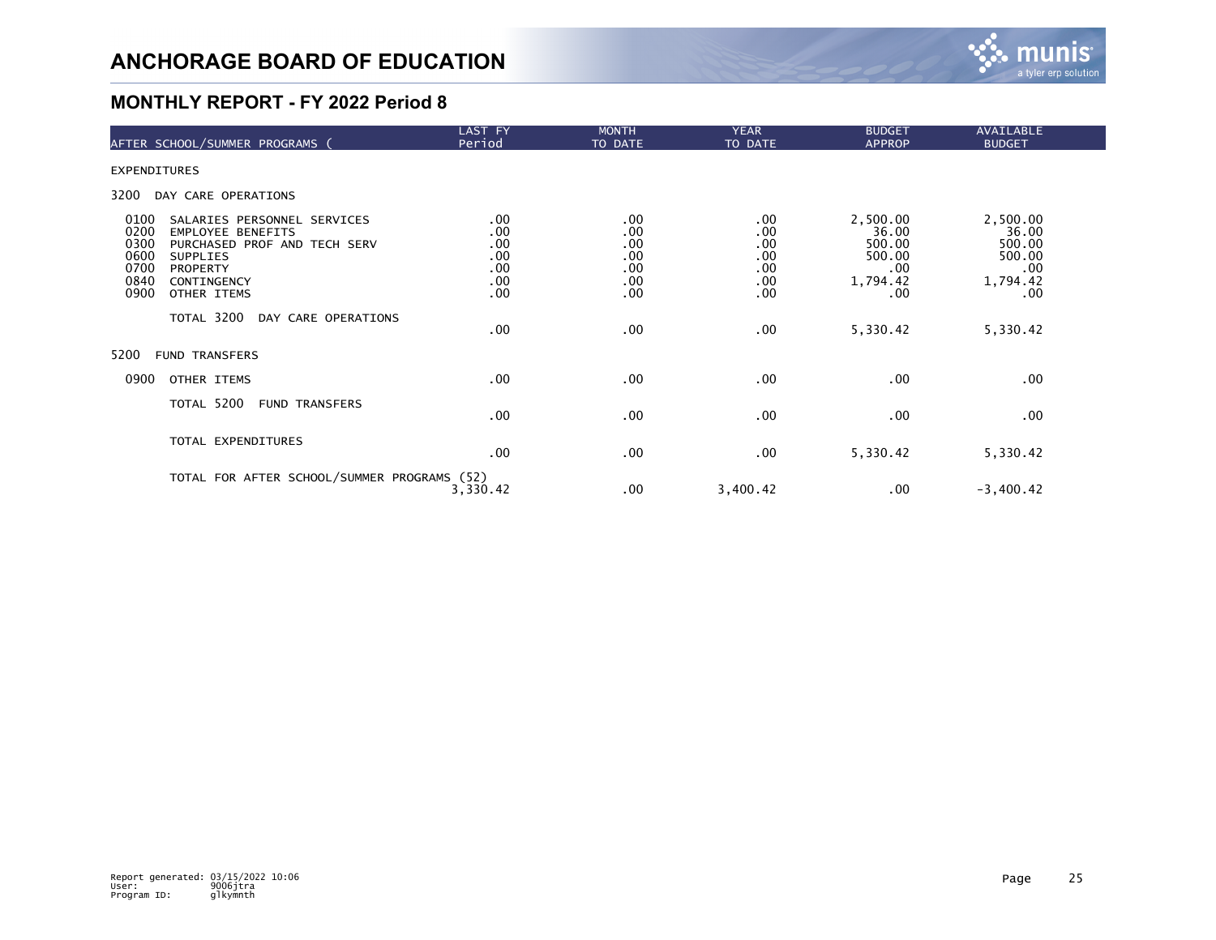# ANCHORAGE BOARD OF EDUCATION

## MONTHLY REPORT - FY 2022 Period 8

| AFTER SCHOOL/SUMMER PROGRAMS ( | LAST FY Period | MONTH TO DATE | YEAR TO DATE | BUDGET APPROP | AVAILABLE BUDGET |
|---|---|---|---|---|---|
| EXPENDITURES | | | | | |
| 3200 DAY CARE OPERATIONS | | | | | |
| 0100 SALARIES PERSONNEL SERVICES | .00 | .00 | .00 | 2,500.00 | 2,500.00 |
| 0200 EMPLOYEE BENEFITS | .00 | .00 | .00 | 36.00 | 36.00 |
| 0300 PURCHASED PROF AND TECH SERV | .00 | .00 | .00 | 500.00 | 500.00 |
| 0600 SUPPLIES | .00 | .00 | .00 | 500.00 | 500.00 |
| 0700 PROPERTY | .00 | .00 | .00 | .00 | .00 |
| 0840 CONTINGENCY | .00 | .00 | .00 | 1,794.42 | 1,794.42 |
| 0900 OTHER ITEMS | .00 | .00 | .00 | .00 | .00 |
| TOTAL 3200 DAY CARE OPERATIONS | .00 | .00 | .00 | 5,330.42 | 5,330.42 |
| 5200 FUND TRANSFERS | | | | | |
| 0900 OTHER ITEMS | .00 | .00 | .00 | .00 | .00 |
| TOTAL 5200 FUND TRANSFERS | .00 | .00 | .00 | .00 | .00 |
| TOTAL EXPENDITURES | .00 | .00 | .00 | 5,330.42 | 5,330.42 |
| TOTAL FOR AFTER SCHOOL/SUMMER PROGRAMS (52) | 3,330.42 | .00 | 3,400.42 | .00 | -3,400.42 |

Report generated: 03/15/2022 10:06
User: 9006jtra
Program ID: glkymnth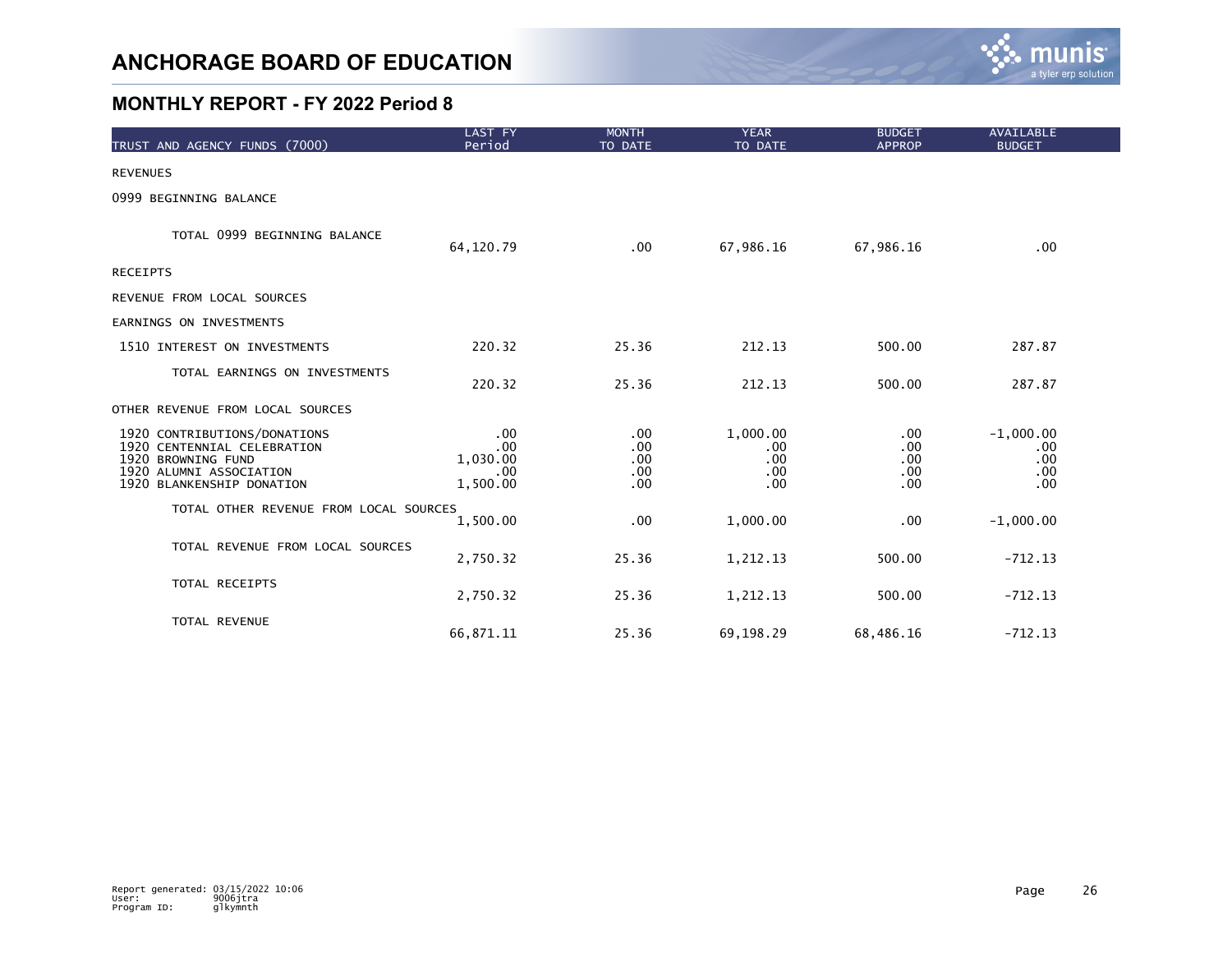# ANCHORAGE BOARD OF EDUCATION

## MONTHLY REPORT - FY 2022 Period 8

| TRUST AND AGENCY FUNDS (7000) | LAST FY Period | MONTH TO DATE | YEAR TO DATE | BUDGET APPROP | AVAILABLE BUDGET |
|---|---|---|---|---|---|
| REVENUES | | | | | |
| 0999 BEGINNING BALANCE | | | | | |
| TOTAL 0999 BEGINNING BALANCE | 64,120.79 | .00 | 67,986.16 | 67,986.16 | .00 |
| RECEIPTS | | | | | |
| REVENUE FROM LOCAL SOURCES | | | | | |
| EARNINGS ON INVESTMENTS | | | | | |
| 1510 INTEREST ON INVESTMENTS | 220.32 | 25.36 | 212.13 | 500.00 | 287.87 |
| TOTAL EARNINGS ON INVESTMENTS | 220.32 | 25.36 | 212.13 | 500.00 | 287.87 |
| OTHER REVENUE FROM LOCAL SOURCES | | | | | |
| 1920 CONTRIBUTIONS/DONATIONS | .00 | .00 | 1,000.00 | .00 | -1,000.00 |
| 1920 CENTENNIAL CELEBRATION | .00 | .00 | .00 | .00 | .00 |
| 1920 BROWNING FUND | 1,030.00 | .00 | .00 | .00 | .00 |
| 1920 ALUMNI ASSOCIATION | .00 | .00 | .00 | .00 | .00 |
| 1920 BLANKENSHIP DONATION | 1,500.00 | .00 | .00 | .00 | .00 |
| TOTAL OTHER REVENUE FROM LOCAL SOURCES | 1,500.00 | .00 | 1,000.00 | .00 | -1,000.00 |
| TOTAL REVENUE FROM LOCAL SOURCES | 2,750.32 | 25.36 | 1,212.13 | 500.00 | -712.13 |
| TOTAL RECEIPTS | 2,750.32 | 25.36 | 1,212.13 | 500.00 | -712.13 |
| TOTAL REVENUE | 66,871.11 | 25.36 | 69,198.29 | 68,486.16 | -712.13 |

Report generated: 03/15/2022 10:06
User: 9006jtra
Program ID: glkymnth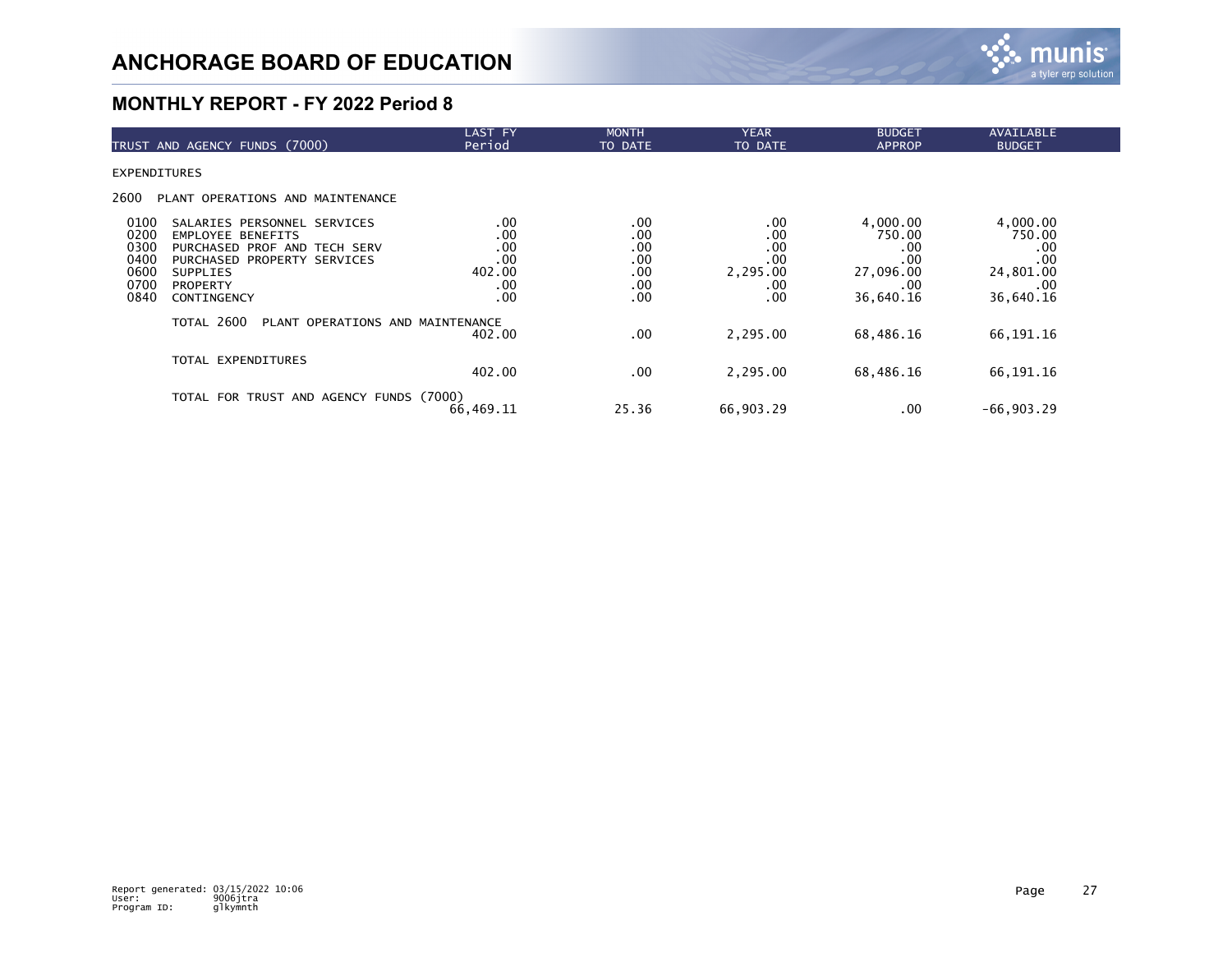# ANCHORAGE BOARD OF EDUCATION

## MONTHLY REPORT - FY 2022 Period 8

| TRUST AND AGENCY FUNDS (7000) | | LAST FY Period | MONTH TO DATE | YEAR TO DATE | BUDGET APPROP | AVAILABLE BUDGET |
|---|---|---|---|---|---|---|
| **EXPENDITURES** | | | | | | |
| 2600 | PLANT OPERATIONS AND MAINTENANCE | | | | | |
| 0100 | SALARIES PERSONNEL SERVICES | .00 | .00 | .00 | 4,000.00 | 4,000.00 |
| 0200 | EMPLOYEE BENEFITS | .00 | .00 | .00 | 750.00 | 750.00 |
| 0300 | PURCHASED PROF AND TECH SERV | .00 | .00 | .00 | .00 | .00 |
| 0400 | PURCHASED PROPERTY SERVICES | .00 | .00 | .00 | .00 | .00 |
| 0600 | SUPPLIES | 402.00 | .00 | 2,295.00 | 27,096.00 | 24,801.00 |
| 0700 | PROPERTY | .00 | .00 | .00 | .00 | .00 |
| 0840 | CONTINGENCY | .00 | .00 | .00 | 36,640.16 | 36,640.16 |
| | TOTAL 2600 PLANT OPERATIONS AND MAINTENANCE | 402.00 | .00 | 2,295.00 | 68,486.16 | 66,191.16 |
| | TOTAL EXPENDITURES | 402.00 | .00 | 2,295.00 | 68,486.16 | 66,191.16 |
| | TOTAL FOR TRUST AND AGENCY FUNDS (7000) | 66,469.11 | 25.36 | 66,903.29 | .00 | -66,903.29 |

Report generated: 03/15/2022 10:06
User: 9006jtra
Program ID: glkymnth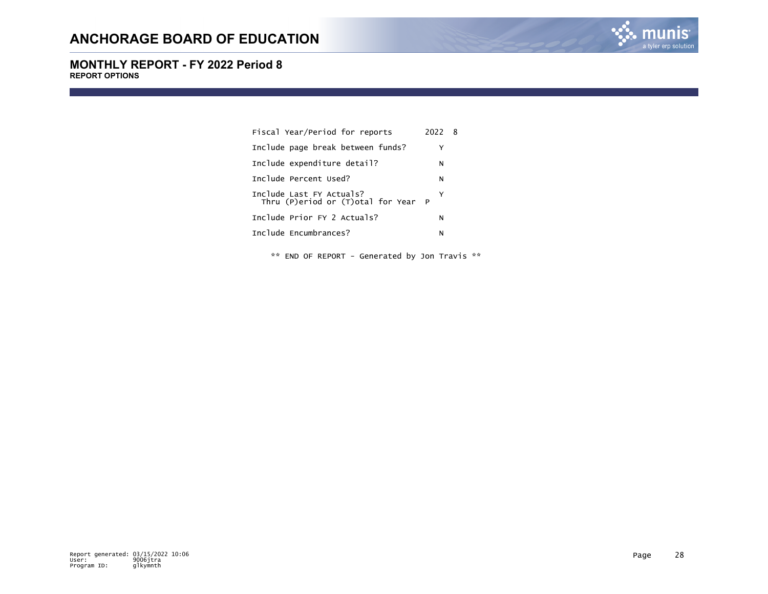# ANCHORAGE BOARD OF EDUCATION

## MONTHLY REPORT - FY 2022 Period 8

**REPORT OPTIONS**

| | |
|---|---|
| Fiscal Year/Period for reports | 2022 8 |
| Include page break between funds? | Y |
| Include expenditure detail? | N |
| Include Percent Used? | N |
| Include Last FY Actuals? | Y |
| Thru (P)eriod or (T)otal for Year | P |
| Include Prior FY 2 Actuals? | N |
| Include Encumbrances? | N |

** END OF REPORT - Generated by Jon Travis **

Report generated: 03/15/2022 10:06
User: 9006jtra
Program ID: glkymnth